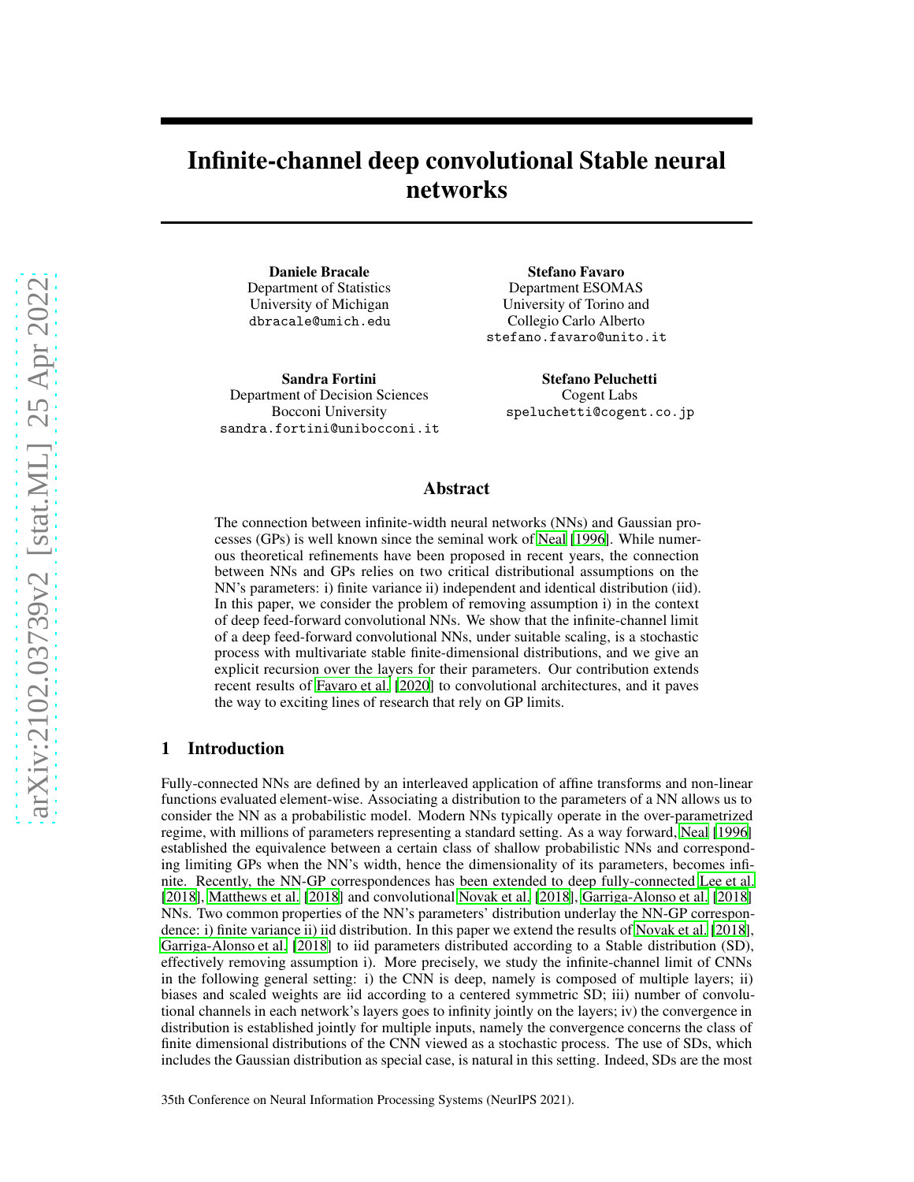# Infinite-channel deep convolutional Stable neural networks

**Daniele Bracale**
Department of Statistics
University of Michigan
dbracale@umich.edu

**Stefano Favaro**
Department ESOMAS
University of Torino and
Collegio Carlo Alberto
stefano.favaro@unito.it

**Sandra Fortini**
Department of Decision Sciences
Bocconi University
sandra.fortini@unibocconi.it

**Stefano Peluchetti**
Cogent Labs
speluchetti@cogent.co.jp

## Abstract

The connection between infinite-width neural networks (NNs) and Gaussian processes (GPs) is well known since the seminal work of Neal [1996]. While numerous theoretical refinements have been proposed in recent years, the connection between NNs and GPs relies on two critical distributional assumptions on the NN's parameters: i) finite variance ii) independent and identical distribution (iid). In this paper, we consider the problem of removing assumption i) in the context of deep feed-forward convolutional NNs. We show that the infinite-channel limit of a deep feed-forward convolutional NNs, under suitable scaling, is a stochastic process with multivariate stable finite-dimensional distributions, and we give an explicit recursion over the layers for their parameters. Our contribution extends recent results of Favaro et al. [2020] to convolutional architectures, and it paves the way to exciting lines of research that rely on GP limits.

## 1 Introduction

Fully-connected NNs are defined by an interleaved application of affine transforms and non-linear functions evaluated element-wise. Associating a distribution to the parameters of a NN allows us to consider the NN as a probabilistic model. Modern NNs typically operate in the over-parametrized regime, with millions of parameters representing a standard setting. As a way forward, Neal [1996] established the equivalence between a certain class of shallow probabilistic NNs and corresponding limiting GPs when the NN's width, hence the dimensionality of its parameters, becomes infinite. Recently, the NN-GP correspondences has been extended to deep fully-connected Lee et al. [2018], Matthews et al. [2018] and convolutional Novak et al. [2018], Garriga-Alonso et al. [2018] NNs. Two common properties of the NN's parameters' distribution underlay the NN-GP correspondence: i) finite variance ii) iid distribution. In this paper we extend the results of Novak et al. [2018], Garriga-Alonso et al. [2018] to iid parameters distributed according to a Stable distribution (SD), effectively removing assumption i). More precisely, we study the infinite-channel limit of CNNs in the following general setting: i) the CNN is deep, namely is composed of multiple layers; ii) biases and scaled weights are iid according to a centered symmetric SD; iii) number of convolutional channels in each network's layers goes to infinity jointly on the layers; iv) the convergence in distribution is established jointly for multiple inputs, namely the convergence concerns the class of finite dimensional distributions of the CNN viewed as a stochastic process. The use of SDs, which includes the Gaussian distribution as special case, is natural in this setting. Indeed, SDs are the most

35th Conference on Neural Information Processing Systems (NeurIPS 2021).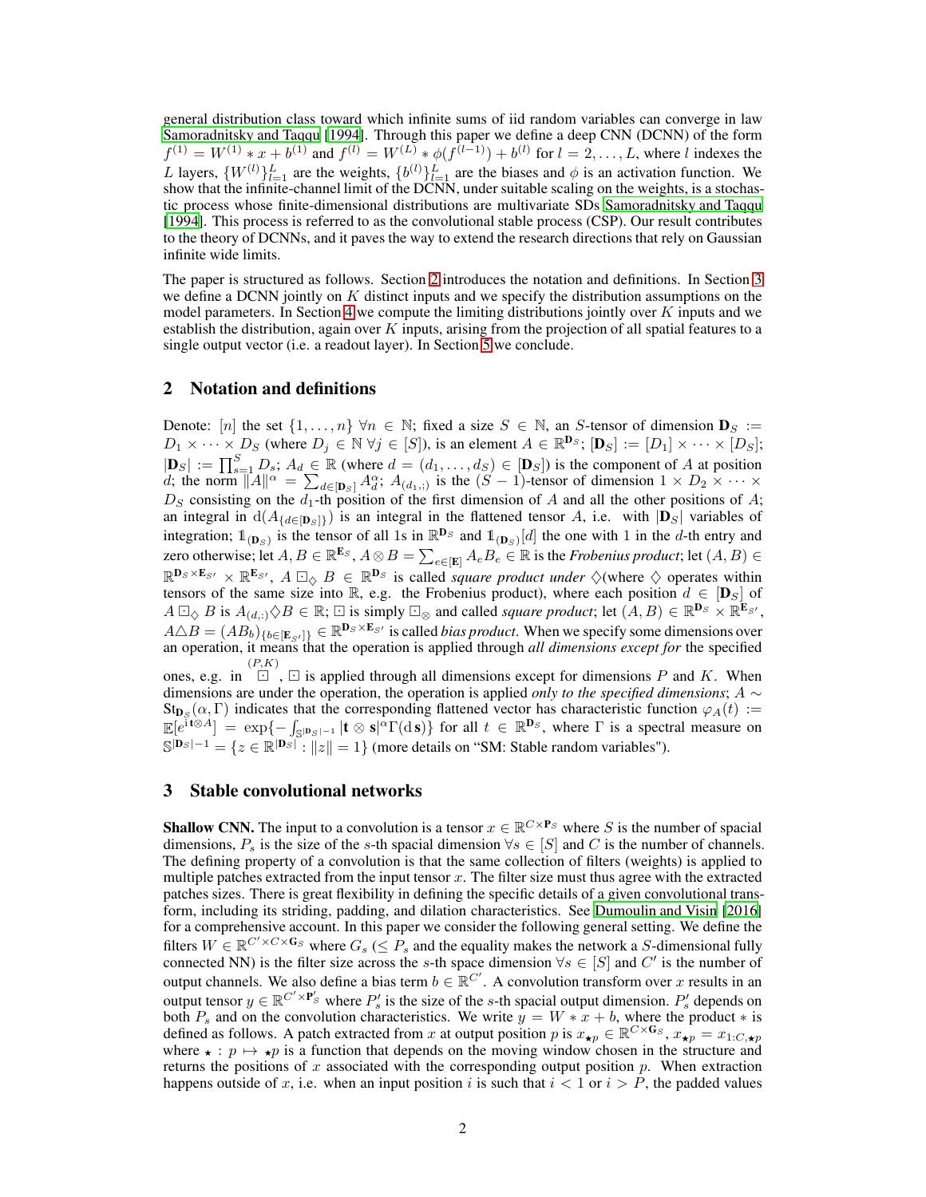general distribution class toward which infinite sums of iid random variables can converge in law Samoradnitsky and Taqqu [1994]. Through this paper we define a deep CNN (DCNN) of the form $f^{(1)} = W^{(1)} * x + b^{(1)}$ and $f^{(l)} = W^{(L)} * \phi(f^{(l-1)}) + b^{(l)}$ for $l = 2, \dots, L$, where $l$ indexes the $L$ layers, $\{W^{(l)}\}_{l=1}^{L}$ are the weights, $\{b^{(l)}\}_{l=1}^{L}$ are the biases and $\phi$ is an activation function. We show that the infinite-channel limit of the DCNN, under suitable scaling on the weights, is a stochastic process whose finite-dimensional distributions are multivariate SDs Samoradnitsky and Taqqu [1994]. This process is referred to as the convolutional stable process (CSP). Our result contributes to the theory of DCNNs, and it paves the way to extend the research directions that rely on Gaussian infinite wide limits.

The paper is structured as follows. Section 2 introduces the notation and definitions. In Section 3 we define a DCNN jointly on $K$ distinct inputs and we specify the distribution assumptions on the model parameters. In Section 4 we compute the limiting distributions jointly over $K$ inputs and we establish the distribution, again over $K$ inputs, arising from the projection of all spatial features to a single output vector (i.e. a readout layer). In Section 5 we conclude.

## 2 Notation and definitions

Denote: $[n]$ the set $\{1, \dots, n\}$ $\forall n \in \mathbb{N}$; fixed a size $S \in \mathbb{N}$, an $S$-tensor of dimension $\mathbf{D}_S := D_1 \times \dots \times D_S$ (where $D_j \in \mathbb{N}$ $\forall j \in [S]$), is an element $A \in \mathbb{R}^{\mathbf{D}_S}$; $[\mathbf{D}_S] := [D_1] \times \dots \times [D_S]$; $|\mathbf{D}_S| := \prod_{s=1}^{S} D_s$; $A_d \in \mathbb{R}$ (where $d = (d_1, \dots, d_S) \in [\mathbf{D}_S]$) is the component of $A$ at position $d$; the norm $\|A\|^\alpha = \sum_{d \in [\mathbf{D}_S]} A_d^\alpha$; $A_{(d_1,:)}$ is the $(S-1)$-tensor of dimension $1 \times D_2 \times \dots \times D_S$ consisting on the $d_1$-th position of the first dimension of $A$ and all the other positions of $A$; an integral in $\mathrm{d}(A_{\{d \in [\mathbf{D}_S]\}})$ is an integral in the flattened tensor $A$, i.e. with $|\mathbf{D}_S|$ variables of integration; $\mathbb{1}_{(\mathbf{D}_S)}$ is the tensor of all 1s in $\mathbb{R}^{\mathbf{D}_S}$ and $\mathbb{1}_{(\mathbf{D}_S)}[d]$ the one with 1 in the $d$-th entry and zero otherwise; let $A, B \in \mathbb{R}^{\mathbf{E}_S}$, $A \otimes B = \sum_{e \in [\mathbf{E}]} A_e B_e \in \mathbb{R}$ is the *Frobenius product*; let $(A, B) \in \mathbb{R}^{\mathbf{D}_S \times \mathbf{E}_{S'}} \times \mathbb{R}^{\mathbf{E}_{S'}}$, $A \boxdot_\diamondsuit B \in \mathbb{R}^{\mathbf{D}_S}$ is called *square product under* $\diamondsuit$(where $\diamondsuit$ operates within tensors of the same size into $\mathbb{R}$, e.g. the Frobenius product), where each position $d \in [\mathbf{D}_S]$ of $A \boxdot_\diamondsuit B$ is $A_{(d,:)} \diamondsuit B \in \mathbb{R}$; $\boxdot$ is simply $\boxdot_\otimes$ and called *square product*; let $(A, B) \in \mathbb{R}^{\mathbf{D}_S} \times \mathbb{R}^{\mathbf{E}_{S'}}$, $A \triangle B = (AB_b)_{\{b \in [\mathbf{E}_{S'}]\}} \in \mathbb{R}^{\mathbf{D}_S \times \mathbf{E}_{S'}}$ is called *bias product*. When we specify some dimensions over an operation, it means that the operation is applied through *all dimensions except for* the specified ones, e.g. in $\overset{(P,K)}{\boxdot}$, $\boxdot$ is applied through all dimensions except for dimensions $P$ and $K$. When dimensions are under the operation, the operation is applied *only to the specified dimensions*; $A \sim \mathrm{St}_{\mathbf{D}_S}(\alpha, \Gamma)$ indicates that the corresponding flattened vector has characteristic function $\varphi_A(t) := \mathbb{E}[e^{\mathrm{i}\,\mathbf{t} \otimes A}] = \exp\{-\int_{\mathbb{S}^{|\mathbf{D}_S|-1}} |\mathbf{t} \otimes \mathbf{s}|^\alpha \Gamma(\mathrm{d}\,\mathbf{s})\}$ for all $t \in \mathbb{R}^{\mathbf{D}_S}$, where $\Gamma$ is a spectral measure on $\mathbb{S}^{|\mathbf{D}_S|-1} = \{z \in \mathbb{R}^{|\mathbf{D}_S|} : \|z\| = 1\}$ (more details on "SM: Stable random variables").

## 3 Stable convolutional networks

**Shallow CNN.** The input to a convolution is a tensor $x \in \mathbb{R}^{C \times \mathbf{P}_S}$ where $S$ is the number of spacial dimensions, $P_s$ is the size of the $s$-th spatial dimension $\forall s \in [S]$ and $C$ is the number of channels. The defining property of a convolution is that the same collection of filters (weights) is applied to multiple patches extracted from the input tensor $x$. The filter size must thus agree with the extracted patches sizes. There is great flexibility in defining the specific details of a given convolutional transform, including its striding, padding, and dilation characteristics. See Dumoulin and Visin [2016] for a comprehensive account. In this paper we consider the following general setting. We define the filters $W \in \mathbb{R}^{C' \times C \times \mathbf{G}_S}$ where $G_s$ ($\leq P_s$ and the equality makes the network a $S$-dimensional fully connected NN) is the filter size across the $s$-th space dimension $\forall s \in [S]$ and $C'$ is the number of output channels. We also define a bias term $b \in \mathbb{R}^{C'}$. A convolution transform over $x$ results in an output tensor $y \in \mathbb{R}^{C' \times \mathbf{P}'_S}$ where $P'_s$ is the size of the $s$-th spacial output dimension. $P'_s$ depends on both $P_s$ and on the convolution characteristics. We write $y = W * x + b$, where the product $*$ is defined as follows. A patch extracted from $x$ at output position $p$ is $x_{\star p} \in \mathbb{R}^{C \times \mathbf{G}_S}$, $x_{\star p} = x_{1:C, \star p}$ where $\star : p \mapsto \star p$ is a function that depends on the moving window chosen in the structure and returns the positions of $x$ associated with the corresponding output position $p$. When extraction happens outside of $x$, i.e. when an input position $i$ is such that $i < 1$ or $i > P$, the padded values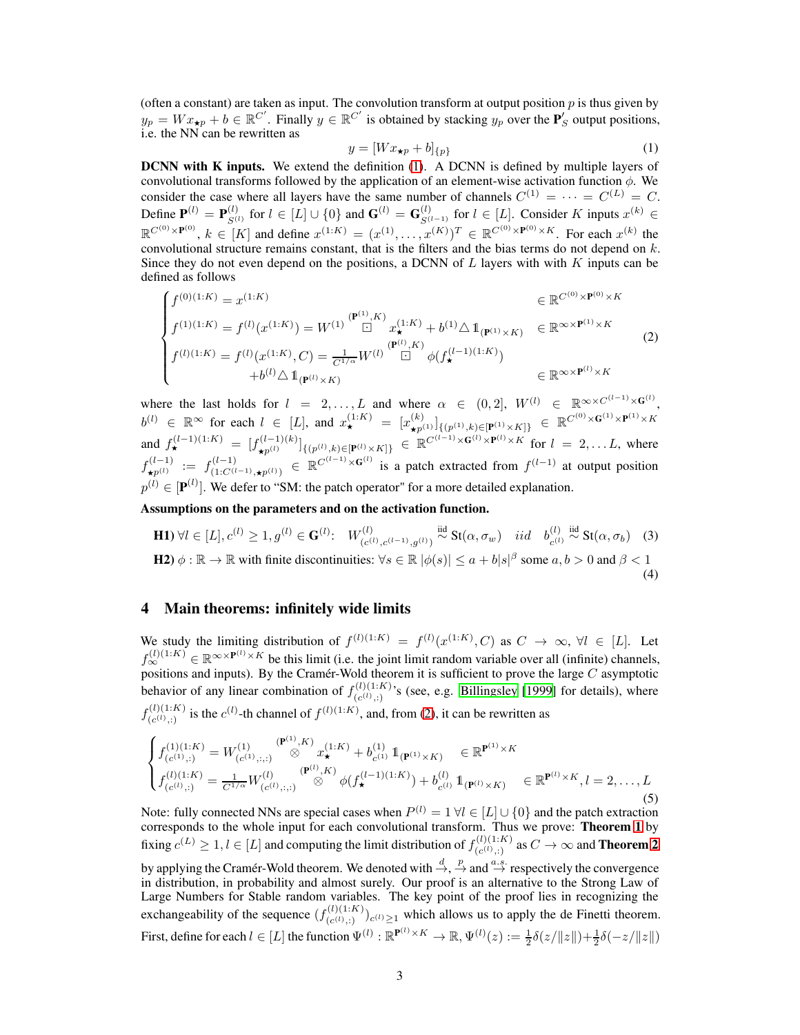(often a constant) are taken as input. The convolution transform at output position $p$ is thus given by $y_p = Wx_{\star p} + b \in \mathbb{R}^{C'}$. Finally $y \in \mathbb{R}^{C'}$ is obtained by stacking $y_p$ over the $\mathbf{P}'_S$ output positions, i.e. the NN can be rewritten as

$$y = [Wx_{\star p} + b]_{\{p\}} \tag{1}$$

**DCNN with K inputs.** We extend the definition (1). A DCNN is defined by multiple layers of convolutional transforms followed by the application of an element-wise activation function $\phi$. We consider the case where all layers have the same number of channels $C^{(1)} = \cdots = C^{(L)} = C$. Define $\mathbf{P}^{(l)} = \mathbf{P}^{(l)}_{S^{(l)}}$ for $l \in [L] \cup \{0\}$ and $\mathbf{G}^{(l)} = \mathbf{G}^{(l)}_{S^{(l-1)}}$ for $l \in [L]$. Consider $K$ inputs $x^{(k)} \in \mathbb{R}^{C^{(0)} \times \mathbf{P}^{(0)}}$, $k \in [K]$ and define $x^{(1:K)} = (x^{(1)}, \ldots, x^{(K)})^T \in \mathbb{R}^{C^{(0)} \times \mathbf{P}^{(0)} \times K}$. For each $x^{(k)}$ the convolutional structure remains constant, that is the filters and the bias terms do not depend on $k$. Since they do not even depend on the positions, a DCNN of $L$ layers with with $K$ inputs can be defined as follows

$$\begin{cases} f^{(0)(1:K)} = x^{(1:K)} & \in \mathbb{R}^{C^{(0)} \times \mathbf{P}^{(0)} \times K} \\ f^{(1)(1:K)} = f^{(l)}(x^{(1:K)}) = W^{(1)} \overset{(\mathbf{P}^{(1)}, K)}{\boxdot} x_\star^{(1:K)} + b^{(1)} \triangle \mathbb{1}_{(\mathbf{P}^{(1)} \times K)} & \in \mathbb{R}^{\infty \times \mathbf{P}^{(1)} \times K} \\ f^{(l)(1:K)} = f^{(l)}(x^{(1:K)}, C) = \frac{1}{C^{1/\alpha}} W^{(l)} \overset{(\mathbf{P}^{(l)}, K)}{\boxdot} \phi(f_\star^{(l-1)(1:K)}) & \\ \qquad + b^{(l)} \triangle \mathbb{1}_{(\mathbf{P}^{(l)} \times K)} & \in \mathbb{R}^{\infty \times \mathbf{P}^{(l)} \times K} \end{cases} \tag{2}$$

where the last holds for $l = 2, \ldots, L$ and where $\alpha \in (0, 2]$, $W^{(l)} \in \mathbb{R}^{\infty \times C^{(l-1)} \times \mathbf{G}^{(l)}}$, $b^{(l)} \in \mathbb{R}^\infty$ for each $l \in [L]$, and $x_\star^{(1:K)} = [x^{(k)}_{\star p^{(1)}}]_{\{(p^{(1)}, k) \in [\mathbf{P}^{(1)} \times K]\}} \in \mathbb{R}^{C^{(0)} \times \mathbf{G}^{(1)} \times \mathbf{P}^{(1)} \times K}$ and $f_\star^{(l-1)(1:K)} = [f^{(l-1)(k)}_{\star p^{(l)}}]_{\{(p^{(l)}, k) \in [\mathbf{P}^{(l)} \times K]\}} \in \mathbb{R}^{C^{(l-1)} \times \mathbf{G}^{(l)} \times \mathbf{P}^{(l)} \times K}$ for $l = 2, \ldots L$, where $f^{(l-1)}_{\star p^{(l)}} := f^{(l-1)}_{(1:C^{(l-1)}, \star p^{(l)})} \in \mathbb{R}^{C^{(l-1)} \times \mathbf{G}^{(l)}}$ is a patch extracted from $f^{(l-1)}$ at output position $p^{(l)} \in [\mathbf{P}^{(l)}]$. We defer to "SM: the patch operator" for a more detailed explanation.

**Assumptions on the parameters and on the activation function.**

$$\textbf{H1)}\ \forall l \in [L], c^{(l)} \geq 1, g^{(l)} \in \mathbf{G}^{(l)}: \quad W^{(l)}_{(c^{(l)}, c^{(l-1)}, g^{(l)})} \overset{\text{iid}}{\sim} \mathrm{St}(\alpha, \sigma_w) \quad iid \quad b^{(l)}_{c^{(l)}} \overset{\text{iid}}{\sim} \mathrm{St}(\alpha, \sigma_b) \tag{3}$$

$$\textbf{H2)}\ \phi : \mathbb{R} \to \mathbb{R} \text{ with finite discontinuities: } \forall s \in \mathbb{R}\ |\phi(s)| \leq a + b|s|^\beta \text{ some } a, b > 0 \text{ and } \beta < 1 \tag{4}$$

## 4 Main theorems: infinitely wide limits

We study the limiting distribution of $f^{(l)(1:K)} = f^{(l)}(x^{(1:K)}, C)$ as $C \to \infty$, $\forall l \in [L]$. Let $f_\infty^{(l)(1:K)} \in \mathbb{R}^{\infty \times \mathbf{P}^{(l)} \times K}$ be this limit (i.e. the joint limit random variable over all (infinite) channels, positions and inputs). By the Cramér-Wold theorem it is sufficient to prove the large $C$ asymptotic behavior of any linear combination of $f^{(l)(1:K)}_{(c^{(l)},:)}$'s (see, e.g. Billingsley [1999] for details), where $f^{(l)(1:K)}_{(c^{(l)},:)}$ is the $c^{(l)}$-th channel of $f^{(l)(1:K)}$, and, from (2), it can be rewritten as

$$\begin{cases} f^{(1)(1:K)}_{(c^{(1)},:)} = W^{(1)}_{(c^{(1)},:,:)} \overset{(\mathbf{P}^{(1)}, K)}{\otimes} x_\star^{(1:K)} + b^{(1)}_{c^{(1)}} \mathbb{1}_{(\mathbf{P}^{(1)} \times K)} & \in \mathbb{R}^{\mathbf{P}^{(1)} \times K} \\ f^{(l)(1:K)}_{(c^{(l)},:)} = \frac{1}{C^{1/\alpha}} W^{(l)}_{(c^{(l)},:,:)} \overset{(\mathbf{P}^{(l)}, K)}{\otimes} \phi(f_\star^{(l-1)(1:K)}) + b^{(l)}_{c^{(l)}} \mathbb{1}_{(\mathbf{P}^{(l)} \times K)} & \in \mathbb{R}^{\mathbf{P}^{(l)} \times K}, l = 2, \ldots, L \end{cases} \tag{5}$$

Note: fully connected NNs are special cases when $P^{(l)} = 1\ \forall l \in [L] \cup \{0\}$ and the patch extraction corresponds to the whole input for each convolutional transform. Thus we prove: **Theorem 1** by fixing $c^{(L)} \geq 1, l \in [L]$ and computing the limit distribution of $f^{(l)(1:K)}_{(c^{(l)},:)}$ as $C \to \infty$ and **Theorem 2** by applying the Cramér-Wold theorem. We denoted with $\overset{d}{\to}$, $\overset{p}{\to}$ and $\overset{a.s.}{\to}$ respectively the convergence in distribution, in probability and almost surely. Our proof is an alternative to the Strong Law of Large Numbers for Stable random variables. The key point of the proof lies in recognizing the exchangeability of the sequence $(f^{(l)(1:K)}_{(c^{(l)},:)})_{c^{(l)} \geq 1}$ which allows us to apply the de Finetti theorem. First, define for each $l \in [L]$ the function $\Psi^{(l)} : \mathbb{R}^{\mathbf{P}^{(l)} \times K} \to \mathbb{R}$, $\Psi^{(l)}(z) := \frac{1}{2}\delta(z/\|z\|) + \frac{1}{2}\delta(-z/\|z\|)$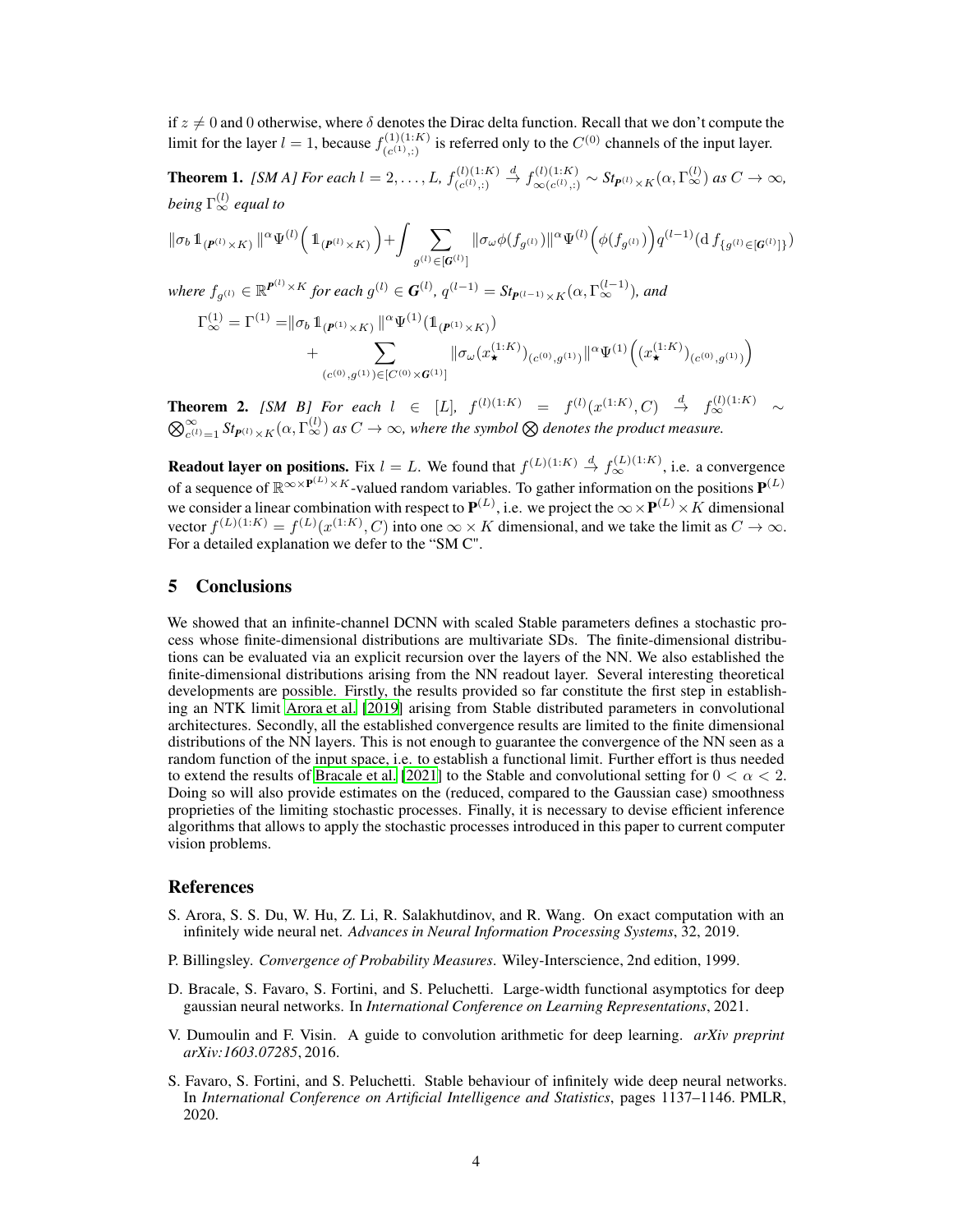if $z \neq 0$ and 0 otherwise, where $\delta$ denotes the Dirac delta function. Recall that we don't compute the limit for the layer $l = 1$, because $f^{(1)(1:K)}_{(c^{(1)},:)}$ is referred only to the $C^{(0)}$ channels of the input layer.

**Theorem 1.** *[SM A] For each $l = 2, \ldots, L$, $f^{(l)(1:K)}_{(c^{(l)},:)} \xrightarrow{d} f^{(l)(1:K)}_{\infty(c^{(l)},:)} \sim St_{\boldsymbol{P}^{(l)} \times K}(\alpha, \Gamma^{(l)}_{\infty})$ as $C \to \infty$, being $\Gamma^{(l)}_{\infty}$ equal to*

$$\|\sigma_b \mathbb{1}_{(\boldsymbol{P}^{(l)} \times K)}\|^{\alpha} \Psi^{(l)}\Big(\mathbb{1}_{(\boldsymbol{P}^{(l)} \times K)}\Big) + \int \sum_{g^{(l)} \in [\boldsymbol{G}^{(l)}]} \|\sigma_\omega \phi(f_{g^{(l)}})\|^{\alpha} \Psi^{(l)}\Big(\phi(f_{g^{(l)}})\Big) q^{(l-1)}(\mathrm{d}\, f_{\{g^{(l)} \in [\boldsymbol{G}^{(l)}]\}})$$

*where $f_{g^{(l)}} \in \mathbb{R}^{\boldsymbol{P}^{(l)} \times K}$ for each $g^{(l)} \in \boldsymbol{G}^{(l)}$, $q^{(l-1)} = St_{\boldsymbol{P}^{(l-1)} \times K}(\alpha, \Gamma^{(l-1)}_{\infty})$, and*

$$\Gamma^{(1)}_{\infty} = \Gamma^{(1)} = \|\sigma_b \mathbb{1}_{(\boldsymbol{P}^{(1)} \times K)}\|^{\alpha} \Psi^{(1)}(\mathbb{1}_{(\boldsymbol{P}^{(1)} \times K)}) + \sum_{(c^{(0)}, g^{(1)}) \in [C^{(0)} \times \boldsymbol{G}^{(1)}]} \|\sigma_\omega (x^{(1:K)}_{\star})_{(c^{(0)}, g^{(1)})}\|^{\alpha} \Psi^{(1)}\Big((x^{(1:K)}_{\star})_{(c^{(0)}, g^{(1)})}\Big)$$

**Theorem 2.** *[SM B] For each $l \in [L]$, $f^{(l)(1:K)} = f^{(l)}(x^{(1:K)}, C) \xrightarrow{d} f^{(l)(1:K)}_{\infty} \sim \bigotimes_{c^{(l)}=1}^{\infty} St_{\boldsymbol{P}^{(l)} \times K}(\alpha, \Gamma^{(l)}_{\infty})$ as $C \to \infty$, where the symbol $\bigotimes$ denotes the product measure.*

**Readout layer on positions.** Fix $l = L$. We found that $f^{(L)(1:K)} \xrightarrow{d} f^{(L)(1:K)}_{\infty}$, i.e. a convergence of a sequence of $\mathbb{R}^{\infty \times \mathbf{P}^{(L)} \times K}$-valued random variables. To gather information on the positions $\mathbf{P}^{(L)}$ we consider a linear combination with respect to $\mathbf{P}^{(L)}$, i.e. we project the $\infty \times \mathbf{P}^{(L)} \times K$ dimensional vector $f^{(L)(1:K)} = f^{(L)}(x^{(1:K)}, C)$ into one $\infty \times K$ dimensional, and we take the limit as $C \to \infty$. For a detailed explanation we defer to the "SM C".

## 5 Conclusions

We showed that an infinite-channel DCNN with scaled Stable parameters defines a stochastic process whose finite-dimensional distributions are multivariate SDs. The finite-dimensional distributions can be evaluated via an explicit recursion over the layers of the NN. We also established the finite-dimensional distributions arising from the NN readout layer. Several interesting theoretical developments are possible. Firstly, the results provided so far constitute the first step in establishing an NTK limit Arora et al. [2019] arising from Stable distributed parameters in convolutional architectures. Secondly, all the established convergence results are limited to the finite dimensional distributions of the NN layers. This is not enough to guarantee the convergence of the NN seen as a random function of the input space, i.e. to establish a functional limit. Further effort is thus needed to extend the results of Bracale et al. [2021] to the Stable and convolutional setting for $0 < \alpha < 2$. Doing so will also provide estimates on the (reduced, compared to the Gaussian case) smoothness proprieties of the limiting stochastic processes. Finally, it is necessary to devise efficient inference algorithms that allows to apply the stochastic processes introduced in this paper to current computer vision problems.

## References

S. Arora, S. S. Du, W. Hu, Z. Li, R. Salakhutdinov, and R. Wang. On exact computation with an infinitely wide neural net. *Advances in Neural Information Processing Systems*, 32, 2019.

P. Billingsley. *Convergence of Probability Measures*. Wiley-Interscience, 2nd edition, 1999.

D. Bracale, S. Favaro, S. Fortini, and S. Peluchetti. Large-width functional asymptotics for deep gaussian neural networks. In *International Conference on Learning Representations*, 2021.

V. Dumoulin and F. Visin. A guide to convolution arithmetic for deep learning. *arXiv preprint arXiv:1603.07285*, 2016.

S. Favaro, S. Fortini, and S. Peluchetti. Stable behaviour of infinitely wide deep neural networks. In *International Conference on Artificial Intelligence and Statistics*, pages 1137–1146. PMLR, 2020.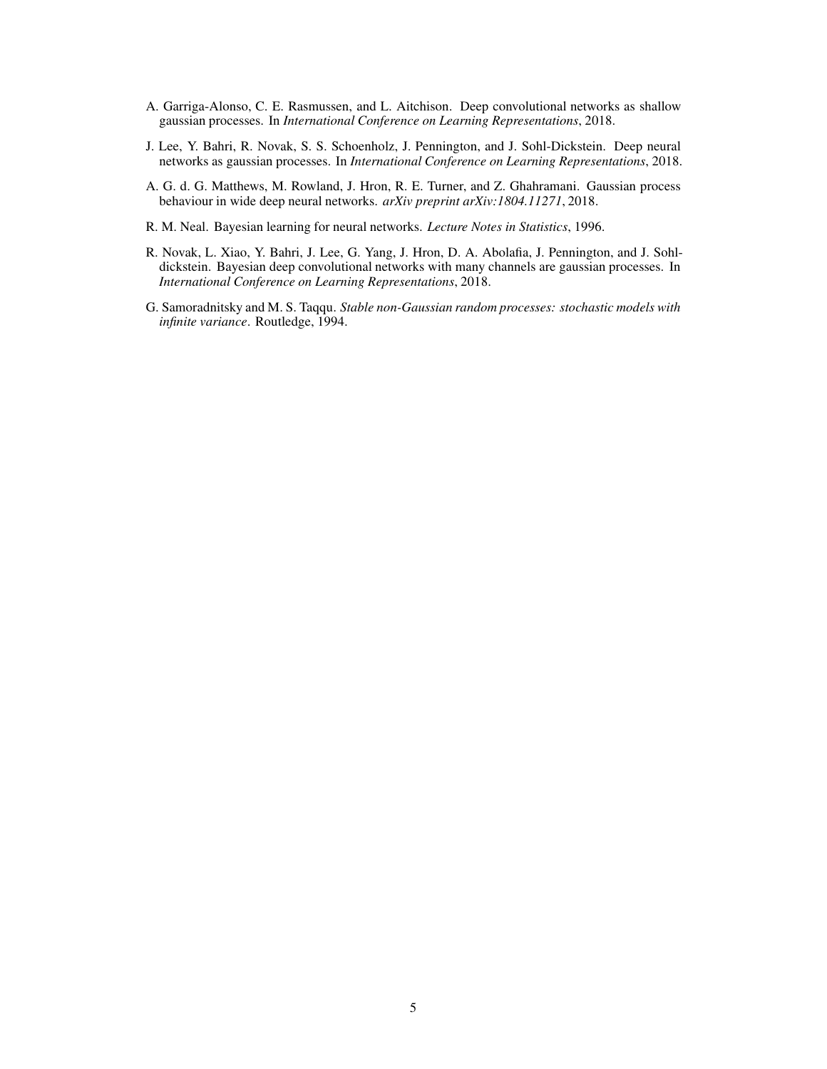A. Garriga-Alonso, C. E. Rasmussen, and L. Aitchison. Deep convolutional networks as shallow gaussian processes. In *International Conference on Learning Representations*, 2018.

J. Lee, Y. Bahri, R. Novak, S. S. Schoenholz, J. Pennington, and J. Sohl-Dickstein. Deep neural networks as gaussian processes. In *International Conference on Learning Representations*, 2018.

A. G. d. G. Matthews, M. Rowland, J. Hron, R. E. Turner, and Z. Ghahramani. Gaussian process behaviour in wide deep neural networks. *arXiv preprint arXiv:1804.11271*, 2018.

R. M. Neal. Bayesian learning for neural networks. *Lecture Notes in Statistics*, 1996.

R. Novak, L. Xiao, Y. Bahri, J. Lee, G. Yang, J. Hron, D. A. Abolafia, J. Pennington, and J. Sohl-dickstein. Bayesian deep convolutional networks with many channels are gaussian processes. In *International Conference on Learning Representations*, 2018.

G. Samoradnitsky and M. S. Taqqu. *Stable non-Gaussian random processes: stochastic models with infinite variance*. Routledge, 1994.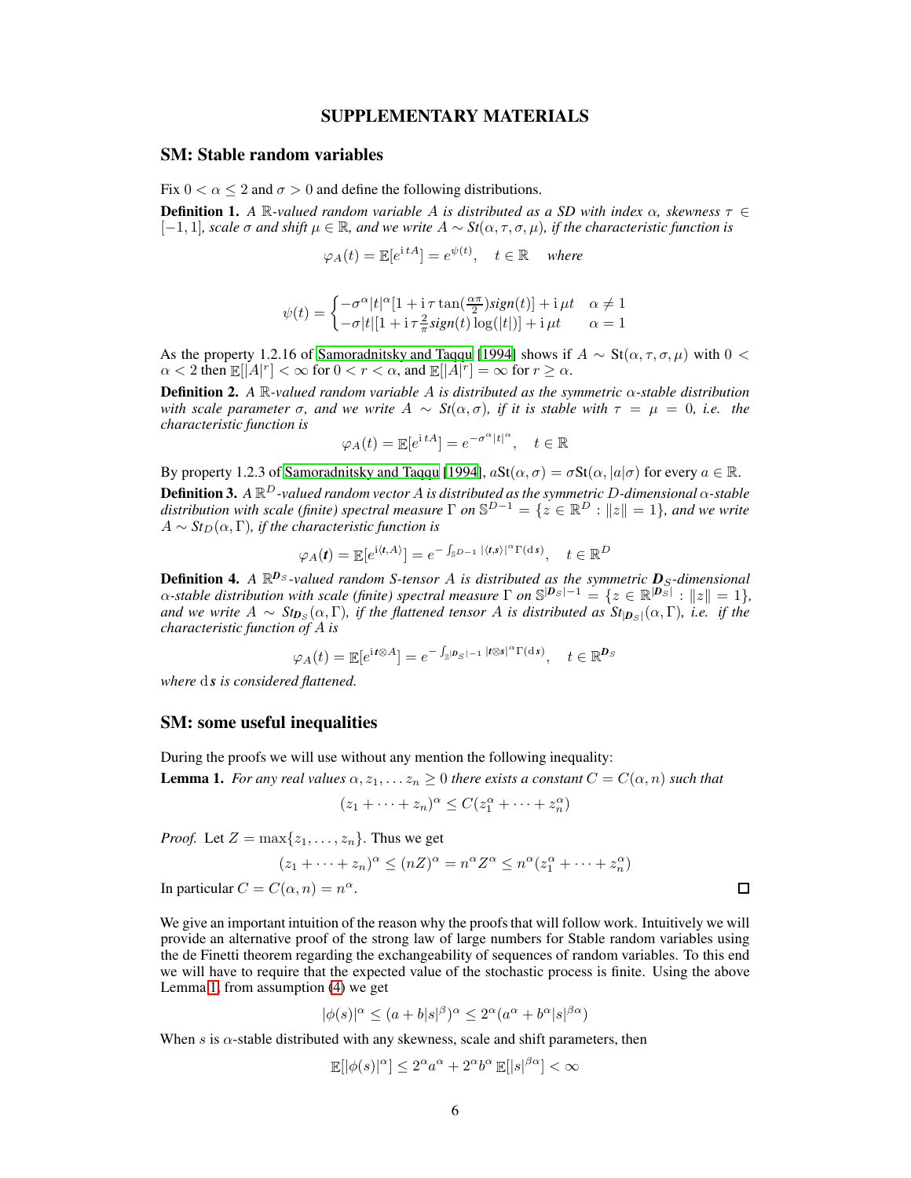# SUPPLEMENTARY MATERIALS

## SM: Stable random variables

Fix $0 < \alpha \leq 2$ and $\sigma > 0$ and define the following distributions.

**Definition 1.** *A $\mathbb{R}$-valued random variable $A$ is distributed as a SD with index $\alpha$, skewness $\tau \in [-1, 1]$, scale $\sigma$ and shift $\mu \in \mathbb{R}$, and we write $A \sim St(\alpha, \tau, \sigma, \mu)$, if the characteristic function is*

$$\varphi_A(t) = \mathbb{E}[e^{\mathrm{i}\, tA}] = e^{\psi(t)}, \quad t \in \mathbb{R} \quad \textit{where}$$

$$\psi(t) = \begin{cases} -\sigma^\alpha |t|^\alpha [1 + \mathrm{i}\, \tau \tan(\frac{\alpha\pi}{2}) \mathit{sign}(t)] + \mathrm{i}\, \mu t & \alpha \neq 1 \\ -\sigma |t| [1 + \mathrm{i}\, \tau \frac{2}{\pi} \mathit{sign}(t) \log(|t|)] + \mathrm{i}\, \mu t & \alpha = 1 \end{cases}$$

As the property 1.2.16 of Samorodnitsky and Taqqu [1994] shows if $A \sim \mathrm{St}(\alpha, \tau, \sigma, \mu)$ with $0 < \alpha < 2$ then $\mathbb{E}[|A|^r] < \infty$ for $0 < r < \alpha$, and $\mathbb{E}[|A|^r] = \infty$ for $r \geq \alpha$.

**Definition 2.** *A $\mathbb{R}$-valued random variable $A$ is distributed as the symmetric $\alpha$-stable distribution with scale parameter $\sigma$, and we write $A \sim St(\alpha, \sigma)$, if it is stable with $\tau = \mu = 0$, i.e. the characteristic function is*

$$\varphi_A(t) = \mathbb{E}[e^{\mathrm{i}\, tA}] = e^{-\sigma^\alpha |t|^\alpha}, \quad t \in \mathbb{R}$$

By property 1.2.3 of Samorodnitsky and Taqqu [1994], $a\mathrm{St}(\alpha, \sigma) = \sigma \mathrm{St}(\alpha, |a|\sigma)$ for every $a \in \mathbb{R}$.

**Definition 3.** *A $\mathbb{R}^D$-valued random vector $A$ is distributed as the symmetric $D$-dimensional $\alpha$-stable distribution with scale (finite) spectral measure $\Gamma$ on $\mathbb{S}^{D-1} = \{z \in \mathbb{R}^D : \|z\| = 1\}$, and we write $A \sim St_D(\alpha, \Gamma)$, if the characteristic function is*

$$\varphi_A(\boldsymbol{t}) = \mathbb{E}[e^{\mathrm{i}\langle \boldsymbol{t}, A\rangle}] = e^{-\int_{\mathbb{S}^{D-1}} |\langle \boldsymbol{t}, \boldsymbol{s}\rangle|^\alpha \Gamma(\mathrm{d}\, \boldsymbol{s})}, \quad t \in \mathbb{R}^D$$

**Definition 4.** *A $\mathbb{R}^{\boldsymbol{D}_S}$-valued random S-tensor $A$ is distributed as the symmetric $\boldsymbol{D}_S$-dimensional $\alpha$-stable distribution with scale (finite) spectral measure $\Gamma$ on $\mathbb{S}^{|\boldsymbol{D}_S|-1} = \{z \in \mathbb{R}^{|\boldsymbol{D}_S|} : \|z\| = 1\}$, and we write $A \sim St_{\boldsymbol{D}_S}(\alpha, \Gamma)$, if the flattened tensor $A$ is distributed as $St_{|\boldsymbol{D}_S|}(\alpha, \Gamma)$, i.e. if the characteristic function of $A$ is*

$$\varphi_A(t) = \mathbb{E}[e^{\mathrm{i}\, \boldsymbol{t} \otimes A}] = e^{-\int_{\mathbb{S}^{|\boldsymbol{D}_S|-1}} |\boldsymbol{t} \otimes \boldsymbol{s}|^\alpha \Gamma(\mathrm{d}\, \boldsymbol{s})}, \quad t \in \mathbb{R}^{\boldsymbol{D}_S}$$

*where $\mathrm{d}\boldsymbol{s}$ is considered flattened.*

## SM: some useful inequalities

During the proofs we will use without any mention the following inequality:

**Lemma 1.** *For any real values $\alpha, z_1, \ldots z_n \geq 0$ there exists a constant $C = C(\alpha, n)$ such that*

$$(z_1 + \cdots + z_n)^\alpha \leq C(z_1^\alpha + \cdots + z_n^\alpha)$$

*Proof.* Let $Z = \max\{z_1, \ldots, z_n\}$. Thus we get

$$(z_1 + \cdots + z_n)^\alpha \leq (nZ)^\alpha = n^\alpha Z^\alpha \leq n^\alpha (z_1^\alpha + \cdots + z_n^\alpha)$$

In particular $C = C(\alpha, n) = n^\alpha$. ∎

We give an important intuition of the reason why the proofs that will follow work. Intuitively we will provide an alternative proof of the strong law of large numbers for Stable random variables using the de Finetti theorem regarding the exchangeability of sequences of random variables. To this end we will have to require that the expected value of the stochastic process is finite. Using the above Lemma 1, from assumption (4) we get

$$|\phi(s)|^\alpha \leq (a + b|s|^\beta)^\alpha \leq 2^\alpha (a^\alpha + b^\alpha |s|^{\beta\alpha})$$

When $s$ is $\alpha$-stable distributed with any skewness, scale and shift parameters, then

$$\mathbb{E}[|\phi(s)|^\alpha] \leq 2^\alpha a^\alpha + 2^\alpha b^\alpha \, \mathbb{E}[|s|^{\beta\alpha}] < \infty$$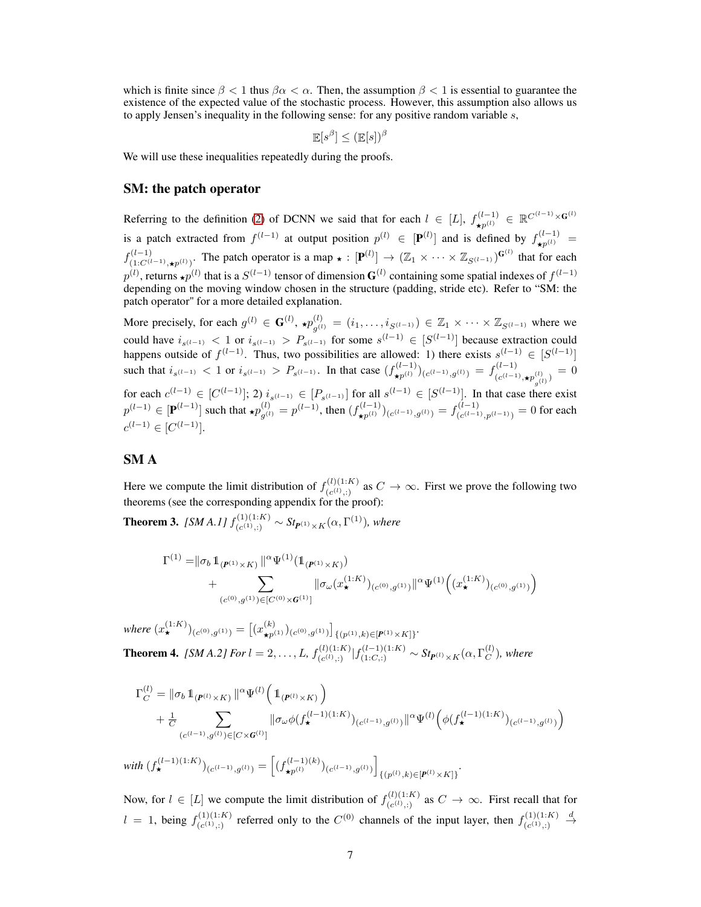which is finite since $\beta < 1$ thus $\beta\alpha < \alpha$. Then, the assumption $\beta < 1$ is essential to guarantee the existence of the expected value of the stochastic process. However, this assumption also allows us to apply Jensen's inequality in the following sense: for any positive random variable $s$,

$$\mathbb{E}[s^{\beta}] \leq (\mathbb{E}[s])^{\beta}$$

We will use these inequalities repeatedly during the proofs.

## SM: the patch operator

Referring to the definition (2) of DCNN we said that for each $l \in [L]$, $f^{(l-1)}_{\star p^{(l)}} \in \mathbb{R}^{C^{(l-1)} \times \mathbf{G}^{(l)}}$ is a patch extracted from $f^{(l-1)}$ at output position $p^{(l)} \in [\mathbf{P}^{(l)}]$ and is defined by $f^{(l-1)}_{\star p^{(l)}} = f^{(l-1)}_{(1:C^{(l-1)}, \star p^{(l)})}$. The patch operator is a map $\star : [\mathbf{P}^{(l)}] \to (\mathbb{Z}_1 \times \cdots \times \mathbb{Z}_{S^{(l-1)}})^{\mathbf{G}^{(l)}}$ that for each $p^{(l)}$, returns $\star p^{(l)}$ that is a $S^{(l-1)}$ tensor of dimension $\mathbf{G}^{(l)}$ containing some spatial indexes of $f^{(l-1)}$ depending on the moving window chosen in the structure (padding, stride etc). Refer to "SM: the patch operator" for a more detailed explanation.

More precisely, for each $g^{(l)} \in \mathbf{G}^{(l)}$, $\star p^{(l)}_{g^{(l)}} = (i_1, \ldots, i_{S^{(l-1)}}) \in \mathbb{Z}_1 \times \cdots \times \mathbb{Z}_{S^{(l-1)}}$ where we could have $i_{s^{(l-1)}} < 1$ or $i_{s^{(l-1)}} > P_{s^{(l-1)}}$ for some $s^{(l-1)} \in [S^{(l-1)}]$ because extraction could happens outside of $f^{(l-1)}$. Thus, two possibilities are allowed: 1) there exists $s^{(l-1)} \in [S^{(l-1)}]$ such that $i_{s^{(l-1)}} < 1$ or $i_{s^{(l-1)}} > P_{s^{(l-1)}}$. In that case $(f^{(l-1)}_{\star p^{(l)}})_{(c^{(l-1)}, g^{(l)})} = f^{(l-1)}_{(c^{(l-1)}, \star p^{(l)}_{g^{(l)}})} = 0$ for each $c^{(l-1)} \in [C^{(l-1)}]$; 2) $i_{s^{(l-1)}} \in [P_{s^{(l-1)}}]$ for all $s^{(l-1)} \in [S^{(l-1)}]$. In that case there exist $p^{(l-1)} \in [\mathbf{P}^{(l-1)}]$ such that $\star p^{(l)}_{g^{(l)}} = p^{(l-1)}$, then $(f^{(l-1)}_{\star p^{(l)}})_{(c^{(l-1)}, g^{(l)})} = f^{(l-1)}_{(c^{(l-1)}, p^{(l-1)})} = 0$ for each $c^{(l-1)} \in [C^{(l-1)}]$.

## SM A

Here we compute the limit distribution of $f^{(l)(1:K)}_{(c^{(l)},:)}$ as $C \to \infty$. First we prove the following two theorems (see the corresponding appendix for the proof):

**Theorem 3.** *[SM A.1] $f^{(1)(1:K)}_{(c^{(1)},:)} \sim St_{\boldsymbol{P}^{(1)} \times K}(\alpha, \Gamma^{(1)})$, where*

$$\Gamma^{(1)} = \| \sigma_b \mathbb{1}_{(\boldsymbol{P}^{(1)} \times K)} \|^{\alpha} \Psi^{(1)}(\mathbb{1}_{(\boldsymbol{P}^{(1)} \times K)}) + \sum_{(c^{(0)}, g^{(1)}) \in [C^{(0)} \times \boldsymbol{G}^{(1)}]} \| \sigma_\omega (x^{(1:K)}_{\star})_{(c^{(0)}, g^{(1)})} \|^{\alpha} \Psi^{(1)}\Big( (x^{(1:K)}_{\star})_{(c^{(0)}, g^{(1)})} \Big)$$

*where $(x^{(1:K)}_{\star})_{(c^{(0)}, g^{(1)})} = \left[ (x^{(k)}_{\star p^{(1)}})_{(c^{(0)}, g^{(1)})} \right]_{\{(p^{(1)}, k) \in [\boldsymbol{P}^{(1)} \times K]\}}$.*

**Theorem 4.** *[SM A.2] For $l = 2, \ldots, L$, $f^{(l)(1:K)}_{(c^{(l)},:)} | f^{(l-1)(1:K)}_{(1:C,:)} \sim St_{\boldsymbol{P}^{(l)} \times K}(\alpha, \Gamma^{(l)}_C)$, where*

$$\Gamma^{(l)}_C = \| \sigma_b \mathbb{1}_{(\boldsymbol{P}^{(l)} \times K)} \|^{\alpha} \Psi^{(l)}\Big( \mathbb{1}_{(\boldsymbol{P}^{(l)} \times K)} \Big) + \frac{1}{C} \sum_{(c^{(l-1)}, g^{(l)}) \in [C \times \boldsymbol{G}^{(l)}]} \| \sigma_\omega \phi(f^{(l-1)(1:K)}_{\star})_{(c^{(l-1)}, g^{(l)})} \|^{\alpha} \Psi^{(l)}\Big( \phi(f^{(l-1)(1:K)}_{\star})_{(c^{(l-1)}, g^{(l)})} \Big)$$

*with $(f^{(l-1)(1:K)}_{\star})_{(c^{(l-1)}, g^{(l)})} = \left[ (f^{(l-1)(k)}_{\star p^{(l)}})_{(c^{(l-1)}, g^{(l)})} \right]_{\{(p^{(l)}, k) \in [\boldsymbol{P}^{(l)} \times K]\}}$.*

Now, for $l \in [L]$ we compute the limit distribution of $f^{(l)(1:K)}_{(c^{(l)},:)}$ as $C \to \infty$. First recall that for $l = 1$, being $f^{(1)(1:K)}_{(c^{(1)},:)}$ referred only to the $C^{(0)}$ channels of the input layer, then $f^{(1)(1:K)}_{(c^{(1)},:)} \xrightarrow{d}$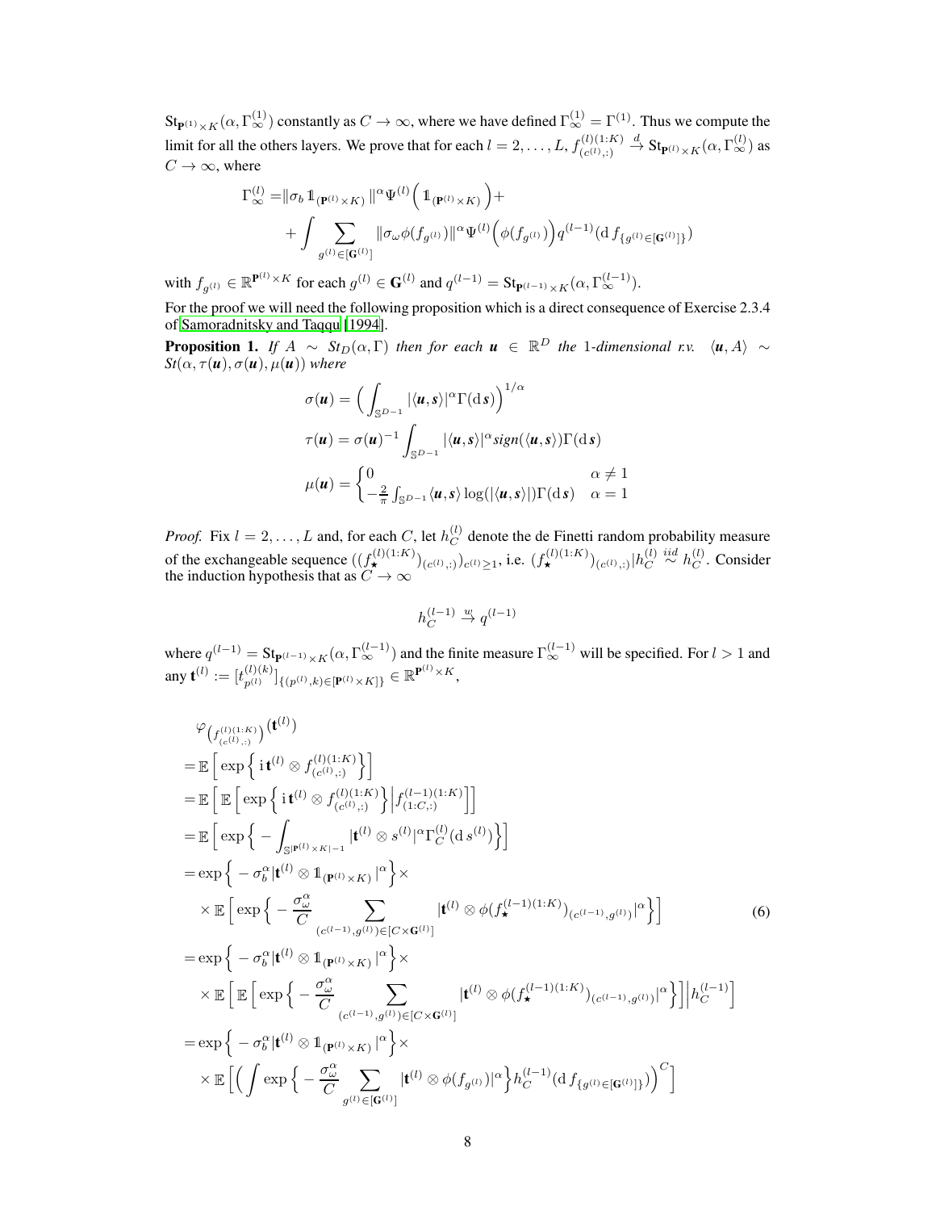$\mathrm{St}_{\mathbf{P}^{(1)}\times K}(\alpha, \Gamma^{(1)}_{\infty})$ constantly as $C \to \infty$, where we have defined $\Gamma^{(1)}_{\infty} = \Gamma^{(1)}$. Thus we compute the limit for all the others layers. We prove that for each $l = 2, \dots, L$, $f^{(l)(1:K)}_{(c^{(l)},:)} \xrightarrow{d} \mathrm{St}_{\mathbf{P}^{(l)}\times K}(\alpha, \Gamma^{(l)}_{\infty})$ as $C \to \infty$, where

$$
\begin{aligned}
\Gamma^{(l)}_{\infty} =& \| \sigma_b \, \mathbb{1}_{(\mathbf{P}^{(l)}\times K)} \|^{\alpha} \Psi^{(l)}\Big( \mathbb{1}_{(\mathbf{P}^{(l)}\times K)} \Big) + \\
&+ \int \sum_{g^{(l)} \in [\mathbf{G}^{(l)}]} \| \sigma_\omega \phi(f_{g^{(l)}}) \|^{\alpha} \Psi^{(l)}\Big( \phi(f_{g^{(l)}}) \Big) q^{(l-1)}(\mathrm{d}\, f_{\{g^{(l)} \in [\mathbf{G}^{(l)}]\}})
\end{aligned}
$$

with $f_{g^{(l)}} \in \mathbb{R}^{\mathbf{P}^{(l)}\times K}$ for each $g^{(l)} \in \mathbf{G}^{(l)}$ and $q^{(l-1)} = \mathrm{St}_{\mathbf{P}^{(l-1)}\times K}(\alpha, \Gamma^{(l-1)}_{\infty})$.

For the proof we will need the following proposition which is a direct consequence of Exercise 2.3.4 of Samoradnitsky and Taqqu [1994].

**Proposition 1.** *If $A \sim St_D(\alpha, \Gamma)$ then for each $\boldsymbol{u} \in \mathbb{R}^D$ the 1-dimensional r.v. $\langle \boldsymbol{u}, A\rangle \sim St(\alpha, \tau(\boldsymbol{u}), \sigma(\boldsymbol{u}), \mu(\boldsymbol{u}))$ where*

$$
\begin{aligned}
\sigma(\boldsymbol{u}) &= \Big( \int_{\mathbb{S}^{D-1}} |\langle \boldsymbol{u}, \boldsymbol{s}\rangle|^{\alpha} \Gamma(\mathrm{d}\, \boldsymbol{s}) \Big)^{1/\alpha} \\
\tau(\boldsymbol{u}) &= \sigma(\boldsymbol{u})^{-1} \int_{\mathbb{S}^{D-1}} |\langle \boldsymbol{u}, \boldsymbol{s}\rangle|^{\alpha} sign(\langle \boldsymbol{u}, \boldsymbol{s}\rangle) \Gamma(\mathrm{d}\, \boldsymbol{s}) \\
\mu(\boldsymbol{u}) &= \begin{cases} 0 & \alpha \neq 1 \\ -\frac{2}{\pi} \int_{\mathbb{S}^{D-1}} \langle \boldsymbol{u}, \boldsymbol{s}\rangle \log(|\langle \boldsymbol{u}, \boldsymbol{s}\rangle|) \Gamma(\mathrm{d}\, \boldsymbol{s}) & \alpha = 1 \end{cases}
\end{aligned}
$$

*Proof.* Fix $l = 2, \dots, L$ and, for each $C$, let $h^{(l)}_C$ denote the de Finetti random probability measure of the exchangeable sequence $((f^{(l)(1:K)}_{\star})_{(c^{(l)},:)})_{c^{(l)} \geq 1}$, i.e. $(f^{(l)(1:K)}_{\star})_{(c^{(l)},:)} | h^{(l)}_C \overset{iid}{\sim} h^{(l)}_C$. Consider the induction hypothesis that as $C \to \infty$

$$
h^{(l-1)}_C \xrightarrow{w} q^{(l-1)}
$$

where $q^{(l-1)} = \mathrm{St}_{\mathbf{P}^{(l-1)}\times K}(\alpha, \Gamma^{(l-1)}_{\infty})$ and the finite measure $\Gamma^{(l-1)}_{\infty}$ will be specified. For $l > 1$ and any $\mathbf{t}^{(l)} := [t^{(l)(k)}_{p^{(l)}}]_{\{(p^{(l)},k) \in [\mathbf{P}^{(l)}\times K]\}} \in \mathbb{R}^{\mathbf{P}^{(l)}\times K}$,

$$
\begin{aligned}
&\varphi_{\big(f^{(l)(1:K)}_{(c^{(l)},:)}\big)}(\mathbf{t}^{(l)}) \\
&= \mathbb{E}\Big[ \exp\Big\{ \mathrm{i}\, \mathbf{t}^{(l)} \otimes f^{(l)(1:K)}_{(c^{(l)},:)} \Big\} \Big] \\
&= \mathbb{E}\Big[ \mathbb{E}\Big[ \exp\Big\{ \mathrm{i}\, \mathbf{t}^{(l)} \otimes f^{(l)(1:K)}_{(c^{(l)},:)} \Big\} \Big| f^{(l-1)(1:K)}_{(1:C,:)} \Big] \Big] \\
&= \mathbb{E}\Big[ \exp\Big\{ - \int_{\mathbb{S}^{|\mathbf{P}^{(l)}\times K|-1}} |\mathbf{t}^{(l)} \otimes s^{(l)}|^{\alpha} \Gamma^{(l)}_C(\mathrm{d}\, s^{(l)}) \Big\} \Big] \\
&= \exp\Big\{ -\sigma_b^{\alpha} |\mathbf{t}^{(l)} \otimes \mathbb{1}_{(\mathbf{P}^{(l)}\times K)}|^{\alpha} \Big\} \times \\
&\quad \times \mathbb{E}\Big[ \exp\Big\{ -\frac{\sigma_\omega^{\alpha}}{C} \sum_{(c^{(l-1)}, g^{(l)}) \in [C \times \mathbf{G}^{(l)}]} |\mathbf{t}^{(l)} \otimes \phi(f^{(l-1)(1:K)}_{\star})_{(c^{(l-1)}, g^{(l)})}|^{\alpha} \Big\} \Big] \qquad (6) \\
&= \exp\Big\{ -\sigma_b^{\alpha} |\mathbf{t}^{(l)} \otimes \mathbb{1}_{(\mathbf{P}^{(l)}\times K)}|^{\alpha} \Big\} \times \\
&\quad \times \mathbb{E}\Big[ \mathbb{E}\Big[ \exp\Big\{ -\frac{\sigma_\omega^{\alpha}}{C} \sum_{(c^{(l-1)}, g^{(l)}) \in [C \times \mathbf{G}^{(l)}]} |\mathbf{t}^{(l)} \otimes \phi(f^{(l-1)(1:K)}_{\star})_{(c^{(l-1)}, g^{(l)})}|^{\alpha} \Big\} \Big] \Big| h^{(l-1)}_C \Big] \\
&= \exp\Big\{ -\sigma_b^{\alpha} |\mathbf{t}^{(l)} \otimes \mathbb{1}_{(\mathbf{P}^{(l)}\times K)}|^{\alpha} \Big\} \times \\
&\quad \times \mathbb{E}\Big[ \Big( \int \exp\Big\{ -\frac{\sigma_\omega^{\alpha}}{C} \sum_{g^{(l)} \in [\mathbf{G}^{(l)}]} |\mathbf{t}^{(l)} \otimes \phi(f_{g^{(l)}})|^{\alpha} \Big\} h^{(l-1)}_C(\mathrm{d}\, f_{\{g^{(l)} \in [\mathbf{G}^{(l)}]\}}) \Big)^C \Big]
\end{aligned}
$$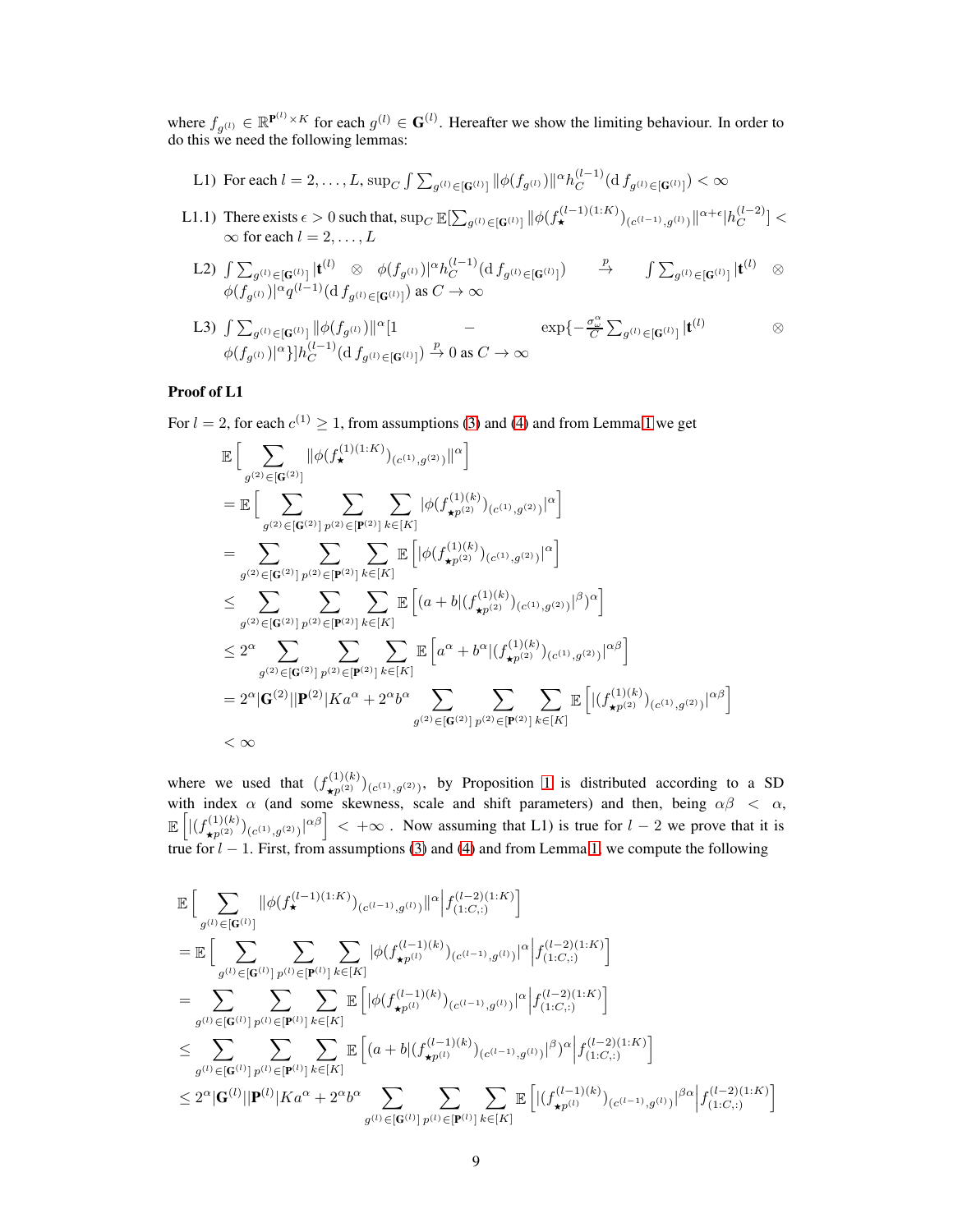where $f_{g^{(l)}} \in \mathbb{R}^{\mathbf{P}^{(l)} \times K}$ for each $g^{(l)} \in \mathbf{G}^{(l)}$. Hereafter we show the limiting behaviour. In order to do this we need the following lemmas:

- L1) For each $l = 2, \dots, L$, $\sup_C \int \sum_{g^{(l)} \in [\mathbf{G}^{(l)}]} \|\phi(f_{g^{(l)}})\|^{\alpha} h_C^{(l-1)}(\mathrm{d}\, f_{g^{(l)} \in [\mathbf{G}^{(l)}]}) < \infty$
- L1.1) There exists $\epsilon > 0$ such that, $\sup_C \mathbb{E}[\sum_{g^{(l)} \in [\mathbf{G}^{(l)}]} \|\phi(f_{\star}^{(l-1)(1:K)})_{(c^{(l-1)}, g^{(l)})}\|^{\alpha+\epsilon} | h_C^{(l-2)}] < \infty$ for each $l = 2, \dots, L$
- L2) $\int \sum_{g^{(l)} \in [\mathbf{G}^{(l)}]} |\mathbf{t}^{(l)} \otimes \phi(f_{g^{(l)}})|^{\alpha} h_C^{(l-1)}(\mathrm{d}\, f_{g^{(l)} \in [\mathbf{G}^{(l)}]}) \xrightarrow{p} \int \sum_{g^{(l)} \in [\mathbf{G}^{(l)}]} |\mathbf{t}^{(l)} \otimes \phi(f_{g^{(l)}})|^{\alpha} q^{(l-1)}(\mathrm{d}\, f_{g^{(l)} \in [\mathbf{G}^{(l)}]})$ as $C \to \infty$
- L3) $\int \sum_{g^{(l)} \in [\mathbf{G}^{(l)}]} \|\phi(f_{g^{(l)}})\|^{\alpha} [1 - \exp\{-\frac{\sigma_{\omega}^{\alpha}}{C} \sum_{g^{(l)} \in [\mathbf{G}^{(l)}]} |\mathbf{t}^{(l)} \otimes \phi(f_{g^{(l)}})|^{\alpha}\}] h_C^{(l-1)}(\mathrm{d}\, f_{g^{(l)} \in [\mathbf{G}^{(l)}]}) \xrightarrow{p} 0$ as $C \to \infty$

**Proof of L1**

For $l = 2$, for each $c^{(1)} \geq 1$, from assumptions (3) and (4) and from Lemma 1 we get

$$
\begin{aligned}
&\mathbb{E}\Big[ \sum_{g^{(2)} \in [\mathbf{G}^{(2)}]} \|\phi(f_{\star}^{(1)(1:K)})_{(c^{(1)}, g^{(2)})}\|^{\alpha} \Big] \\
&= \mathbb{E}\Big[ \sum_{g^{(2)} \in [\mathbf{G}^{(2)}]} \sum_{p^{(2)} \in [\mathbf{P}^{(2)}]} \sum_{k \in [K]} |\phi(f_{\star p^{(2)}}^{(1)(k)})_{(c^{(1)}, g^{(2)})}|^{\alpha} \Big] \\
&= \sum_{g^{(2)} \in [\mathbf{G}^{(2)}]} \sum_{p^{(2)} \in [\mathbf{P}^{(2)}]} \sum_{k \in [K]} \mathbb{E}\Big[ |\phi(f_{\star p^{(2)}}^{(1)(k)})_{(c^{(1)}, g^{(2)})}|^{\alpha} \Big] \\
&\leq \sum_{g^{(2)} \in [\mathbf{G}^{(2)}]} \sum_{p^{(2)} \in [\mathbf{P}^{(2)}]} \sum_{k \in [K]} \mathbb{E}\Big[ (a + b|(f_{\star p^{(2)}}^{(1)(k)})_{(c^{(1)}, g^{(2)})}|^{\beta})^{\alpha} \Big] \\
&\leq 2^{\alpha} \sum_{g^{(2)} \in [\mathbf{G}^{(2)}]} \sum_{p^{(2)} \in [\mathbf{P}^{(2)}]} \sum_{k \in [K]} \mathbb{E}\Big[ a^{\alpha} + b^{\alpha} |(f_{\star p^{(2)}}^{(1)(k)})_{(c^{(1)}, g^{(2)})}|^{\alpha\beta} \Big] \\
&= 2^{\alpha} |\mathbf{G}^{(2)}| |\mathbf{P}^{(2)}| K a^{\alpha} + 2^{\alpha} b^{\alpha} \sum_{g^{(2)} \in [\mathbf{G}^{(2)}]} \sum_{p^{(2)} \in [\mathbf{P}^{(2)}]} \sum_{k \in [K]} \mathbb{E}\Big[ |(f_{\star p^{(2)}}^{(1)(k)})_{(c^{(1)}, g^{(2)})}|^{\alpha\beta} \Big] \\
&< \infty
\end{aligned}
$$

where we used that $(f_{\star p^{(2)}}^{(1)(k)})_{(c^{(1)}, g^{(2)})}$, by Proposition 1 is distributed according to a SD with index $\alpha$ (and some skewness, scale and shift parameters) and then, being $\alpha\beta < \alpha$, $\mathbb{E}\Big[ |(f_{\star p^{(2)}}^{(1)(k)})_{(c^{(1)}, g^{(2)})}|^{\alpha\beta} \Big] < +\infty$ . Now assuming that L1) is true for $l - 2$ we prove that it is true for $l - 1$. First, from assumptions (3) and (4) and from Lemma 1, we compute the following

$$
\begin{aligned}
&\mathbb{E}\Big[ \sum_{g^{(l)} \in [\mathbf{G}^{(l)}]} \|\phi(f_{\star}^{(l-1)(1:K)})_{(c^{(l-1)}, g^{(l)})}\|^{\alpha} \Big| f_{(1:C,:)}^{(l-2)(1:K)} \Big] \\
&= \mathbb{E}\Big[ \sum_{g^{(l)} \in [\mathbf{G}^{(l)}]} \sum_{p^{(l)} \in [\mathbf{P}^{(l)}]} \sum_{k \in [K]} |\phi(f_{\star p^{(l)}}^{(l-1)(k)})_{(c^{(l-1)}, g^{(l)})}|^{\alpha} \Big| f_{(1:C,:)}^{(l-2)(1:K)} \Big] \\
&= \sum_{g^{(l)} \in [\mathbf{G}^{(l)}]} \sum_{p^{(l)} \in [\mathbf{P}^{(l)}]} \sum_{k \in [K]} \mathbb{E}\Big[ |\phi(f_{\star p^{(l)}}^{(l-1)(k)})_{(c^{(l-1)}, g^{(l)})}|^{\alpha} \Big| f_{(1:C,:)}^{(l-2)(1:K)} \Big] \\
&\leq \sum_{g^{(l)} \in [\mathbf{G}^{(l)}]} \sum_{p^{(l)} \in [\mathbf{P}^{(l)}]} \sum_{k \in [K]} \mathbb{E}\Big[ (a + b|(f_{\star p^{(l)}}^{(l-1)(k)})_{(c^{(l-1)}, g^{(l)})}|^{\beta})^{\alpha} \Big| f_{(1:C,:)}^{(l-2)(1:K)} \Big] \\
&\leq 2^{\alpha} |\mathbf{G}^{(l)}| |\mathbf{P}^{(l)}| K a^{\alpha} + 2^{\alpha} b^{\alpha} \sum_{g^{(l)} \in [\mathbf{G}^{(l)}]} \sum_{p^{(l)} \in [\mathbf{P}^{(l)}]} \sum_{k \in [K]} \mathbb{E}\Big[ |(f_{\star p^{(l)}}^{(l-1)(k)})_{(c^{(l-1)}, g^{(l)})}|^{\beta\alpha} \Big| f_{(1:C,:)}^{(l-2)(1:K)} \Big]
\end{aligned}
$$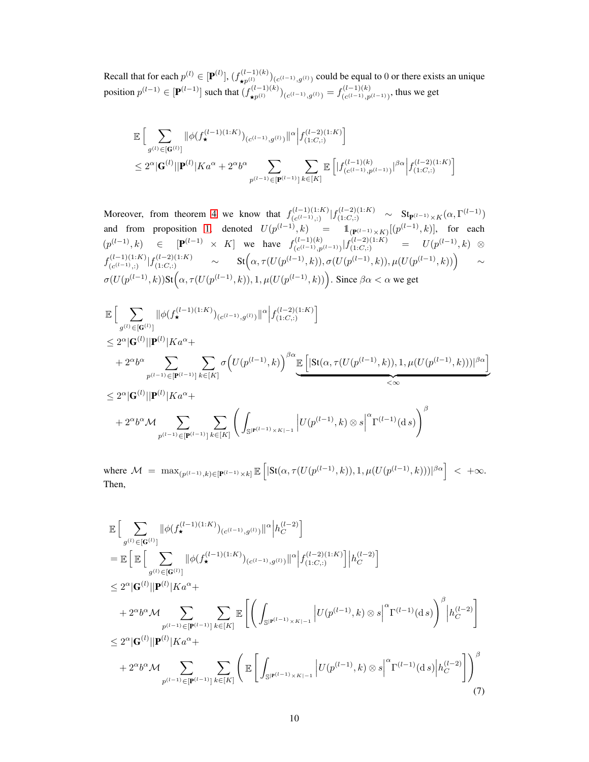Recall that for each $p^{(l)} \in [\mathbf{P}^{(l)}]$, $(f^{(l-1)(k)}_{\star p^{(l)}})_{(c^{(l-1)}, g^{(l)})}$ could be equal to 0 or there exists an unique position $p^{(l-1)} \in [\mathbf{P}^{(l-1)}]$ such that $(f^{(l-1)(k)}_{\star p^{(l)}})_{(c^{(l-1)}, g^{(l)})} = f^{(l-1)(k)}_{(c^{(l-1)}, p^{(l-1)})}$, thus we get

$$
\begin{aligned}
&\mathbb{E}\Big[\sum_{g^{(l)} \in [\mathbf{G}^{(l)}]} \|\phi(f^{(l-1)(1:K)}_{\star})_{(c^{(l-1)}, g^{(l)})}\|^{\alpha} \Big| f^{(l-2)(1:K)}_{(1:C,:)}\Big] \\
&\leq 2^{\alpha}|\mathbf{G}^{(l)}||\mathbf{P}^{(l)}|K a^{\alpha} + 2^{\alpha} b^{\alpha} \sum_{p^{(l-1)} \in [\mathbf{P}^{(l-1)}]} \sum_{k \in [K]} \mathbb{E}\left[|f^{(l-1)(k)}_{(c^{(l-1)}, p^{(l-1)})}|^{\beta\alpha} \Big| f^{(l-2)(1:K)}_{(1:C,:)}\right]
\end{aligned}
$$

Moreover, from theorem 4 we know that $f^{(l-1)(1:K)}_{(c^{(l-1)},:)} | f^{(l-2)(1:K)}_{(1:C,:)} \sim \mathrm{St}_{\mathbf{P}^{(l-1)} \times K}(\alpha, \Gamma^{(l-1)})$ and from proposition 1, denoted $U(p^{(l-1)}, k) = \mathbb{1}_{(\mathbf{P}^{(l-1)} \times K)}[(p^{(l-1)}, k)]$, for each $(p^{(l-1)}, k) \in [\mathbf{P}^{(l-1)} \times K]$ we have $f^{(l-1)(k)}_{(c^{(l-1)}, p^{(l-1)})} | f^{(l-2)(1:K)}_{(1:C,:)} = U(p^{(l-1)}, k) \otimes f^{(l-1)(1:K)}_{(c^{(l-1)},:)} | f^{(l-2)(1:K)}_{(1:C,:)} \sim \mathrm{St}\Big(\alpha, \tau(U(p^{(l-1)}, k)), \sigma(U(p^{(l-1)}, k)), \mu(U(p^{(l-1)}, k))\Big) \sim \sigma(U(p^{(l-1)}, k))\mathrm{St}\Big(\alpha, \tau(U(p^{(l-1)}, k)), 1, \mu(U(p^{(l-1)}, k))\Big)$. Since $\beta\alpha < \alpha$ we get

$$
\begin{aligned}
&\mathbb{E}\Big[\sum_{g^{(l)} \in [\mathbf{G}^{(l)}]} \|\phi(f^{(l-1)(1:K)}_{\star})_{(c^{(l-1)}, g^{(l)})}\|^{\alpha} \Big| f^{(l-2)(1:K)}_{(1:C,:)}\Big] \\
&\leq 2^{\alpha}|\mathbf{G}^{(l)}||\mathbf{P}^{(l)}|K a^{\alpha} + \\
&\quad + 2^{\alpha} b^{\alpha} \sum_{p^{(l-1)} \in [\mathbf{P}^{(l-1)}]} \sum_{k \in [K]} \sigma\Big(U(p^{(l-1)}, k)\Big)^{\beta\alpha} \underbrace{\mathbb{E}\left[|\mathrm{St}(\alpha, \tau(U(p^{(l-1)}, k)), 1, \mu(U(p^{(l-1)}, k)))|^{\beta\alpha}\right]}_{<\infty} \\
&\leq 2^{\alpha}|\mathbf{G}^{(l)}||\mathbf{P}^{(l)}|K a^{\alpha} + \\
&\quad + 2^{\alpha} b^{\alpha} \mathcal{M} \sum_{p^{(l-1)} \in [\mathbf{P}^{(l-1)}]} \sum_{k \in [K]} \left(\int_{\mathbb{S}^{|\mathbf{P}^{(l-1)} \times K|-1}} \Big|U(p^{(l-1)}, k) \otimes s\Big|^{\alpha} \Gamma^{(l-1)}(\mathrm{d}\, s)\right)^{\beta}
\end{aligned}
$$

where $\mathcal{M} = \max_{(p^{(l-1)}, k) \in [\mathbf{P}^{(l-1)} \times k]} \mathbb{E}\left[|\mathrm{St}(\alpha, \tau(U(p^{(l-1)}, k)), 1, \mu(U(p^{(l-1)}, k)))|^{\beta\alpha}\right] < +\infty$. Then,

$$
\begin{aligned}
&\mathbb{E}\Big[\sum_{g^{(l)} \in [\mathbf{G}^{(l)}]} \|\phi(f^{(l-1)(1:K)}_{\star})_{(c^{(l-1)}, g^{(l)})}\|^{\alpha} \Big| h^{(l-2)}_{C}\Big] \\
&= \mathbb{E}\Big[\mathbb{E}\Big[\sum_{g^{(l)} \in [\mathbf{G}^{(l)}]} \|\phi(f^{(l-1)(1:K)}_{\star})_{(c^{(l-1)}, g^{(l)})}\|^{\alpha} \Big| f^{(l-2)(1:K)}_{(1:C,:)}\Big] \Big| h^{(l-2)}_{C}\Big] \\
&\leq 2^{\alpha}|\mathbf{G}^{(l)}||\mathbf{P}^{(l)}|K a^{\alpha} + \\
&\quad + 2^{\alpha} b^{\alpha} \mathcal{M} \sum_{p^{(l-1)} \in [\mathbf{P}^{(l-1)}]} \sum_{k \in [K]} \mathbb{E}\left[\left(\int_{\mathbb{S}^{|\mathbf{P}^{(l-1)} \times K|-1}} \Big|U(p^{(l-1)}, k) \otimes s\Big|^{\alpha} \Gamma^{(l-1)}(\mathrm{d}\, s)\right)^{\beta} \Big| h^{(l-2)}_{C}\right] \\
&\leq 2^{\alpha}|\mathbf{G}^{(l)}||\mathbf{P}^{(l)}|K a^{\alpha} + \\
&\quad + 2^{\alpha} b^{\alpha} \mathcal{M} \sum_{p^{(l-1)} \in [\mathbf{P}^{(l-1)}]} \sum_{k \in [K]} \left(\mathbb{E}\left[\int_{\mathbb{S}^{|\mathbf{P}^{(l-1)} \times K|-1}} \Big|U(p^{(l-1)}, k) \otimes s\Big|^{\alpha} \Gamma^{(l-1)}(\mathrm{d}\, s) \Big| h^{(l-2)}_{C}\right]\right)^{\beta}
\end{aligned} \tag{7}
$$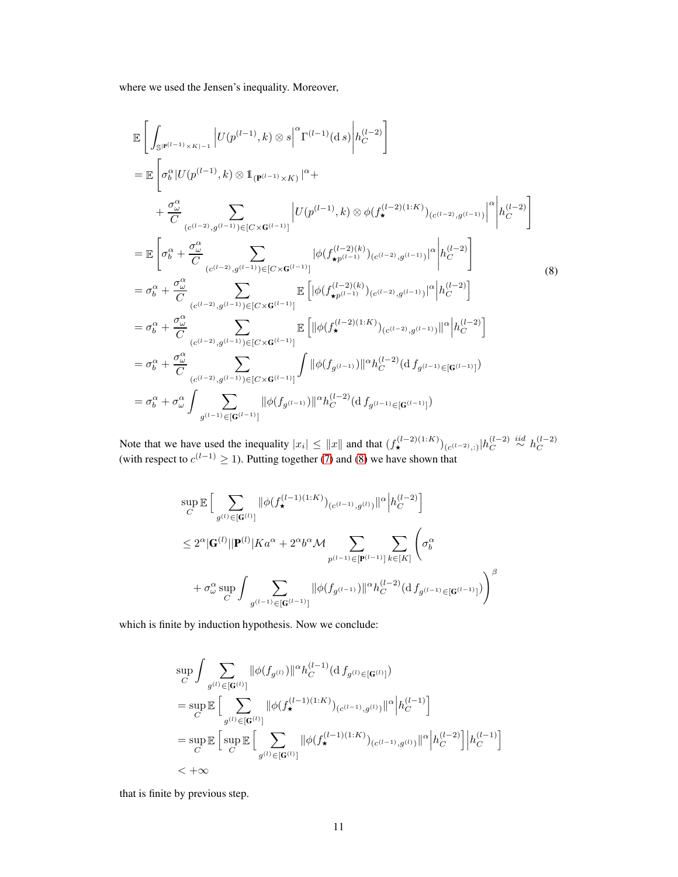where we used the Jensen's inequality. Moreover,

$$
\begin{aligned}
&\mathbb{E}\left[\int_{\mathbb{S}^{|\mathbf{P}^{(l-1)}\times K|-1}} \left|U(p^{(l-1)},k)\otimes s\right|^{\alpha}\Gamma^{(l-1)}(\mathrm{d}\,s)\middle| h_C^{(l-2)}\right] \\
&= \mathbb{E}\left[\sigma_b^{\alpha}|U(p^{(l-1)},k)\otimes \mathbb{1}_{(\mathbf{P}^{(l-1)}\times K)}|^{\alpha} + \right. \\
&\qquad \left. + \frac{\sigma_\omega^{\alpha}}{C}\sum_{(c^{(l-2)},g^{(l-1)})\in[C\times \mathbf{G}^{(l-1)}]} \left|U(p^{(l-1)},k)\otimes \phi(f_\star^{(l-2)(1:K)})_{(c^{(l-2)},g^{(l-1)})}\right|^{\alpha}\middle| h_C^{(l-2)}\right] \\
&= \mathbb{E}\left[\sigma_b^{\alpha} + \frac{\sigma_\omega^{\alpha}}{C}\sum_{(c^{(l-2)},g^{(l-1)})\in[C\times \mathbf{G}^{(l-1)}]} |\phi(f_{\star p^{(l-1)}}^{(l-2)(k)})_{(c^{(l-2)},g^{(l-1)})}|^{\alpha}\middle| h_C^{(l-2)}\right] \\
&= \sigma_b^{\alpha} + \frac{\sigma_\omega^{\alpha}}{C}\sum_{(c^{(l-2)},g^{(l-1)})\in[C\times \mathbf{G}^{(l-1)}]} \mathbb{E}\left[|\phi(f_{\star p^{(l-1)}}^{(l-2)(k)})_{(c^{(l-2)},g^{(l-1)})}|^{\alpha}\middle| h_C^{(l-2)}\right] \\
&= \sigma_b^{\alpha} + \frac{\sigma_\omega^{\alpha}}{C}\sum_{(c^{(l-2)},g^{(l-1)})\in[C\times \mathbf{G}^{(l-1)}]} \mathbb{E}\left[\|\phi(f_{\star}^{(l-2)(1:K)})_{(c^{(l-2)},g^{(l-1)})}\|^{\alpha}\middle| h_C^{(l-2)}\right] \\
&= \sigma_b^{\alpha} + \frac{\sigma_\omega^{\alpha}}{C}\sum_{(c^{(l-2)},g^{(l-1)})\in[C\times \mathbf{G}^{(l-1)}]} \int \|\phi(f_{g^{(l-1)}})\|^{\alpha} h_C^{(l-2)}(\mathrm{d}\, f_{g^{(l-1)}\in[\mathbf{G}^{(l-1)}]}) \\
&= \sigma_b^{\alpha} + \sigma_\omega^{\alpha}\int \sum_{g^{(l-1)}\in[\mathbf{G}^{(l-1)}]} \|\phi(f_{g^{(l-1)}})\|^{\alpha} h_C^{(l-2)}(\mathrm{d}\, f_{g^{(l-1)}\in[\mathbf{G}^{(l-1)}]})
\end{aligned}
\tag{8}
$$

Note that we have used the inequality $|x_i| \leq \|x\|$ and that $(f_\star^{(l-2)(1:K)})_{(c^{(l-2)},:)}|h_C^{(l-2)} \overset{iid}{\sim} h_C^{(l-2)}$ (with respect to $c^{(l-1)} \geq 1$). Putting together (7) and (8) we have shown that

$$
\begin{aligned}
&\sup_C \mathbb{E}\Big[\sum_{g^{(l)}\in[\mathbf{G}^{(l)}]} \|\phi(f_\star^{(l-1)(1:K)})_{(c^{(l-1)},g^{(l)})}\|^{\alpha}\Big| h_C^{(l-2)}\Big] \\
&\leq 2^{\alpha}|\mathbf{G}^{(l)}||\mathbf{P}^{(l)}|Ka^{\alpha} + 2^{\alpha}b^{\alpha}\mathcal{M}\sum_{p^{(l-1)}\in[\mathbf{P}^{(l-1)}]}\sum_{k\in[K]}\Bigg(\sigma_b^{\alpha} \\
&\qquad + \sigma_\omega^{\alpha}\sup_C\int\sum_{g^{(l-1)}\in[\mathbf{G}^{(l-1)}]}\|\phi(f_{g^{(l-1)}})\|^{\alpha}h_C^{(l-2)}(\mathrm{d}\, f_{g^{(l-1)}\in[\mathbf{G}^{(l-1)}]})\Bigg)^{\beta}
\end{aligned}
$$

which is finite by induction hypothesis. Now we conclude:

$$
\begin{aligned}
&\sup_C\int\sum_{g^{(l)}\in[\mathbf{G}^{(l)}]}\|\phi(f_{g^{(l)}})\|^{\alpha}h_C^{(l-1)}(\mathrm{d}\, f_{g^{(l)}\in[\mathbf{G}^{(l)}]}) \\
&= \sup_C \mathbb{E}\Big[\sum_{g^{(l)}\in[\mathbf{G}^{(l)}]}\|\phi(f_\star^{(l-1)(1:K)})_{(c^{(l-1)},g^{(l)})}\|^{\alpha}\Big|h_C^{(l-1)}\Big] \\
&= \sup_C \mathbb{E}\Big[\sup_C \mathbb{E}\Big[\sum_{g^{(l)}\in[\mathbf{G}^{(l)}]}\|\phi(f_\star^{(l-1)(1:K)})_{(c^{(l-1)},g^{(l)})}\|^{\alpha}\Big|h_C^{(l-2)}\Big]\Big|h_C^{(l-1)}\Big] \\
&< +\infty
\end{aligned}
$$

that is finite by previous step.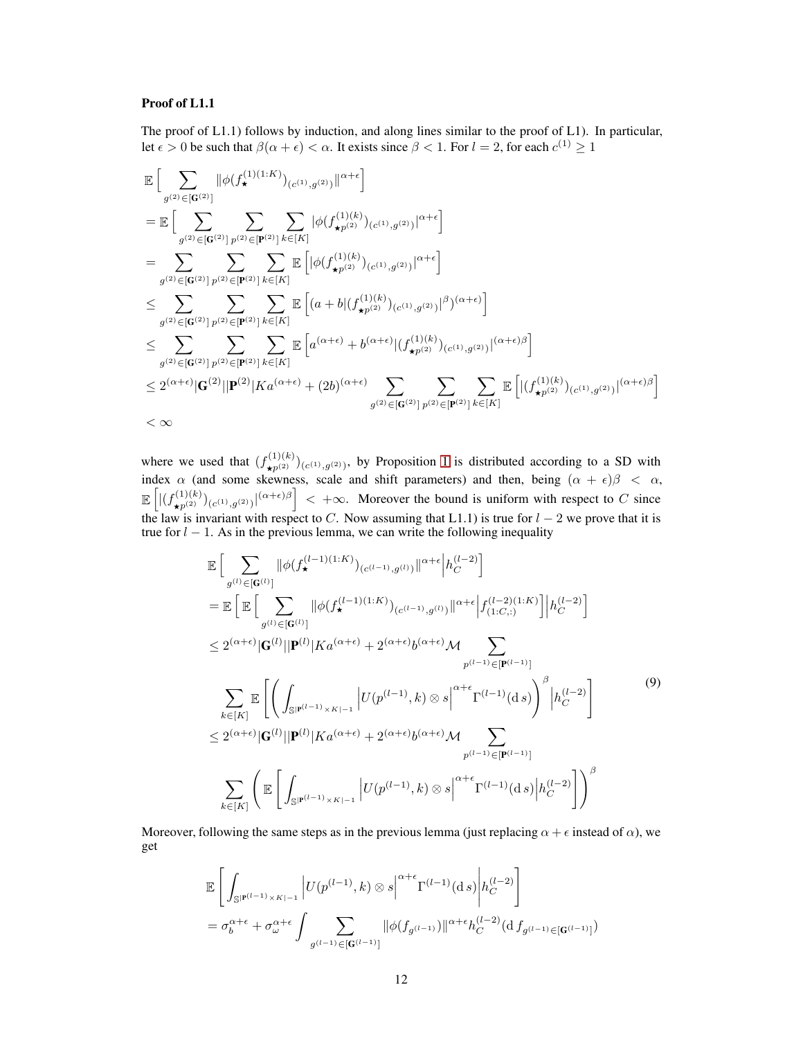**Proof of L1.1**

The proof of L1.1) follows by induction, and along lines similar to the proof of L1). In particular, let $\epsilon > 0$ be such that $\beta(\alpha + \epsilon) < \alpha$. It exists since $\beta < 1$. For $l = 2$, for each $c^{(1)} \geq 1$

$$
\begin{aligned}
&\mathbb{E}\Big[\sum_{g^{(2)} \in [\mathbf{G}^{(2)}]} \|\phi(f_\star^{(1)(1:K)})_{(c^{(1)},g^{(2)})}\|^{\alpha+\epsilon}\Big] \\
&= \mathbb{E}\Big[\sum_{g^{(2)} \in [\mathbf{G}^{(2)}]} \sum_{p^{(2)} \in [\mathbf{P}^{(2)}]} \sum_{k \in [K]} |\phi(f_{\star p^{(2)}}^{(1)(k)})_{(c^{(1)},g^{(2)})}|^{\alpha+\epsilon}\Big] \\
&= \sum_{g^{(2)} \in [\mathbf{G}^{(2)}]} \sum_{p^{(2)} \in [\mathbf{P}^{(2)}]} \sum_{k \in [K]} \mathbb{E}\left[|\phi(f_{\star p^{(2)}}^{(1)(k)})_{(c^{(1)},g^{(2)})}|^{\alpha+\epsilon}\right] \\
&\leq \sum_{g^{(2)} \in [\mathbf{G}^{(2)}]} \sum_{p^{(2)} \in [\mathbf{P}^{(2)}]} \sum_{k \in [K]} \mathbb{E}\left[(a + b|(f_{\star p^{(2)}}^{(1)(k)})_{(c^{(1)},g^{(2)})}|^{\beta})^{(\alpha+\epsilon)}\right] \\
&\leq \sum_{g^{(2)} \in [\mathbf{G}^{(2)}]} \sum_{p^{(2)} \in [\mathbf{P}^{(2)}]} \sum_{k \in [K]} \mathbb{E}\left[a^{(\alpha+\epsilon)} + b^{(\alpha+\epsilon)}|(f_{\star p^{(2)}}^{(1)(k)})_{(c^{(1)},g^{(2)})}|^{(\alpha+\epsilon)\beta}\right] \\
&\leq 2^{(\alpha+\epsilon)}|\mathbf{G}^{(2)}||\mathbf{P}^{(2)}|Ka^{(\alpha+\epsilon)} + (2b)^{(\alpha+\epsilon)} \sum_{g^{(2)} \in [\mathbf{G}^{(2)}]} \sum_{p^{(2)} \in [\mathbf{P}^{(2)}]} \sum_{k \in [K]} \mathbb{E}\left[|(f_{\star p^{(2)}}^{(1)(k)})_{(c^{(1)},g^{(2)})}|^{(\alpha+\epsilon)\beta}\right] \\
&< \infty
\end{aligned}
$$

where we used that $(f_{\star p^{(2)}}^{(1)(k)})_{(c^{(1)},g^{(2)})}$, by Proposition 1 is distributed according to a SD with index $\alpha$ (and some skewness, scale and shift parameters) and then, being $(\alpha + \epsilon)\beta < \alpha$, $\mathbb{E}\left[|(f_{\star p^{(2)}}^{(1)(k)})_{(c^{(1)},g^{(2)})}|^{(\alpha+\epsilon)\beta}\right] < +\infty$. Moreover the bound is uniform with respect to $C$ since the law is invariant with respect to $C$. Now assuming that L1.1) is true for $l-2$ we prove that it is true for $l-1$. As in the previous lemma, we can write the following inequality

$$
\begin{aligned}
&\mathbb{E}\Big[\sum_{g^{(l)} \in [\mathbf{G}^{(l)}]} \|\phi(f_\star^{(l-1)(1:K)})_{(c^{(l-1)},g^{(l)})}\|^{\alpha+\epsilon}\Big| h_C^{(l-2)}\Big] \\
&= \mathbb{E}\Big[\mathbb{E}\Big[\sum_{g^{(l)} \in [\mathbf{G}^{(l)}]} \|\phi(f_\star^{(l-1)(1:K)})_{(c^{(l-1)},g^{(l)})}\|^{\alpha+\epsilon}\Big| f_{(1:C,:)}^{(l-2)(1:K)}\Big]\Big| h_C^{(l-2)}\Big] \\
&\leq 2^{(\alpha+\epsilon)}|\mathbf{G}^{(l)}||\mathbf{P}^{(l)}|Ka^{(\alpha+\epsilon)} + 2^{(\alpha+\epsilon)}b^{(\alpha+\epsilon)}\mathcal{M} \sum_{p^{(l-1)} \in [\mathbf{P}^{(l-1)}]} \\
&\quad \sum_{k \in [K]} \mathbb{E}\left[\left(\int_{\mathbb{S}^{|\mathbf{P}^{(l-1)}| \times K|-1}} \left|U(p^{(l-1)}, k) \otimes s\right|^{\alpha+\epsilon} \Gamma^{(l-1)}(\mathrm{d}\, s)\right)^{\beta} \Big| h_C^{(l-2)}\right] \\
&\leq 2^{(\alpha+\epsilon)}|\mathbf{G}^{(l)}||\mathbf{P}^{(l)}|Ka^{(\alpha+\epsilon)} + 2^{(\alpha+\epsilon)}b^{(\alpha+\epsilon)}\mathcal{M} \sum_{p^{(l-1)} \in [\mathbf{P}^{(l-1)}]} \\
&\quad \sum_{k \in [K]} \left(\mathbb{E}\left[\int_{\mathbb{S}^{|\mathbf{P}^{(l-1)}| \times K|-1}} \left|U(p^{(l-1)}, k) \otimes s\right|^{\alpha+\epsilon} \Gamma^{(l-1)}(\mathrm{d}\, s)\Big| h_C^{(l-2)}\right]\right)^{\beta}
\end{aligned}
\tag{9}
$$

Moreover, following the same steps as in the previous lemma (just replacing $\alpha + \epsilon$ instead of $\alpha$), we get

$$
\begin{aligned}
&\mathbb{E}\left[\int_{\mathbb{S}^{|\mathbf{P}^{(l-1)}| \times K|-1}} \left|U(p^{(l-1)}, k) \otimes s\right|^{\alpha+\epsilon} \Gamma^{(l-1)}(\mathrm{d}\, s)\Big| h_C^{(l-2)}\right] \\
&= \sigma_b^{\alpha+\epsilon} + \sigma_\omega^{\alpha+\epsilon} \int \sum_{g^{(l-1)} \in [\mathbf{G}^{(l-1)}]} \|\phi(f_{g^{(l-1)}})\|^{\alpha+\epsilon} h_C^{(l-2)}(\mathrm{d}\, f_{g^{(l-1)} \in [\mathbf{G}^{(l-1)}]})
\end{aligned}
$$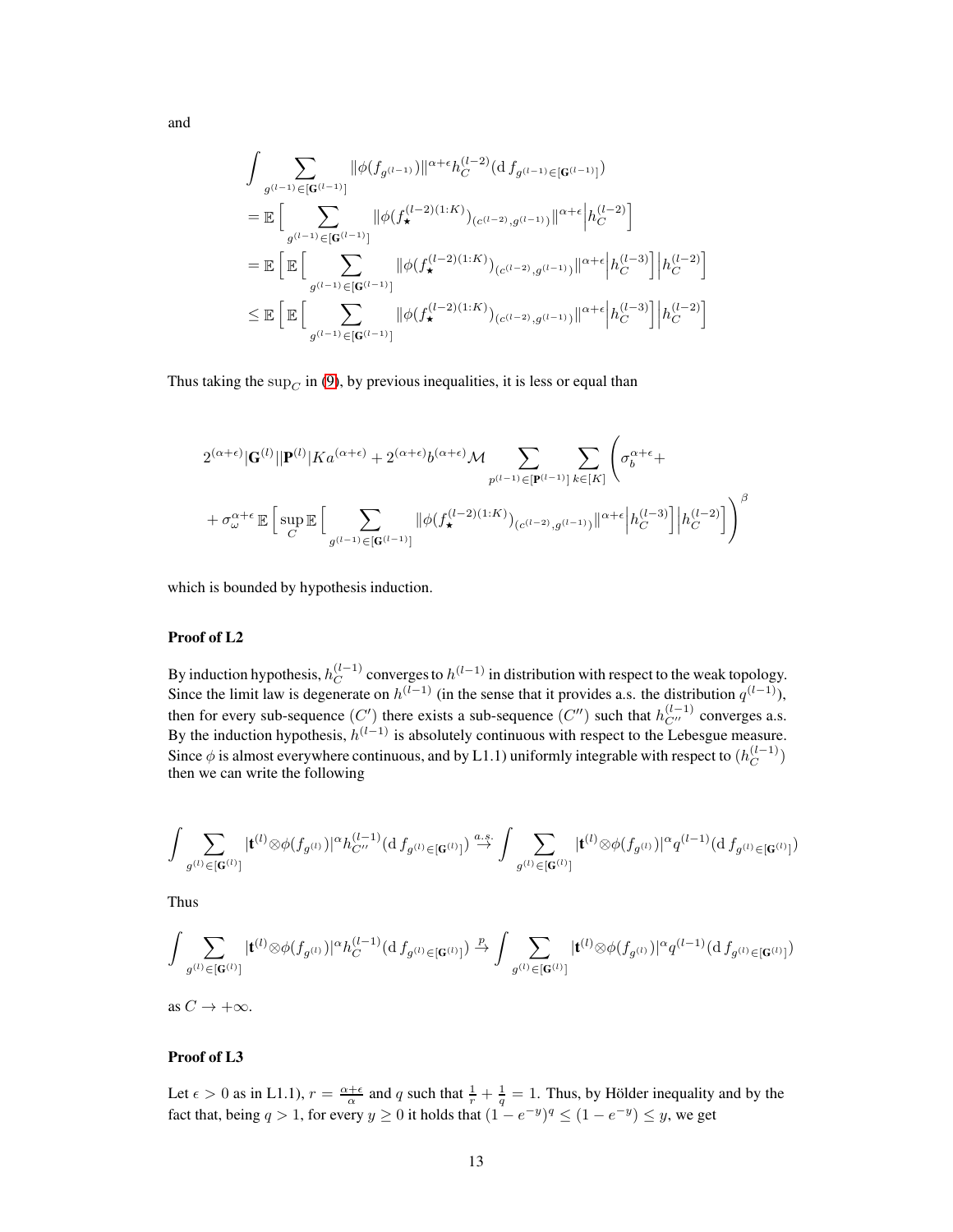and

$$
\begin{aligned}
&\int \sum_{g^{(l-1)} \in [\mathbf{G}^{(l-1)}]} \|\phi(f_{g^{(l-1)}})\|^{\alpha+\epsilon} h_C^{(l-2)}(\mathrm{d}\, f_{g^{(l-1)} \in [\mathbf{G}^{(l-1)}]}) \\
&= \mathbb{E}\Big[ \sum_{g^{(l-1)} \in [\mathbf{G}^{(l-1)}]} \|\phi(f_\star^{(l-2)(1:K)})_{(c^{(l-2)}, g^{(l-1)})}\|^{\alpha+\epsilon} \Big| h_C^{(l-2)}\Big] \\
&= \mathbb{E}\Big[ \mathbb{E}\Big[ \sum_{g^{(l-1)} \in [\mathbf{G}^{(l-1)}]} \|\phi(f_\star^{(l-2)(1:K)})_{(c^{(l-2)}, g^{(l-1)})}\|^{\alpha+\epsilon} \Big| h_C^{(l-3)}\Big] \Big| h_C^{(l-2)}\Big] \\
&\leq \mathbb{E}\Big[ \mathbb{E}\Big[ \sum_{g^{(l-1)} \in [\mathbf{G}^{(l-1)}]} \|\phi(f_\star^{(l-2)(1:K)})_{(c^{(l-2)}, g^{(l-1)})}\|^{\alpha+\epsilon} \Big| h_C^{(l-3)}\Big] \Big| h_C^{(l-2)}\Big]
\end{aligned}
$$

Thus taking the $\sup_C$ in (9), by previous inequalities, it is less or equal than

$$
\begin{aligned}
&2^{(\alpha+\epsilon)} |\mathbf{G}^{(l)}||\mathbf{P}^{(l)}| K a^{(\alpha+\epsilon)} + 2^{(\alpha+\epsilon)} b^{(\alpha+\epsilon)} \mathcal{M} \sum_{p^{(l-1)} \in [\mathbf{P}^{(l-1)}]} \sum_{k \in [K]} \Bigg( \sigma_b^{\alpha+\epsilon} + \\
&+ \sigma_\omega^{\alpha+\epsilon}\, \mathbb{E}\Big[ \sup_C \mathbb{E}\Big[ \sum_{g^{(l-1)} \in [\mathbf{G}^{(l-1)}]} \|\phi(f_\star^{(l-2)(1:K)})_{(c^{(l-2)}, g^{(l-1)})}\|^{\alpha+\epsilon} \Big| h_C^{(l-3)}\Big] \Big| h_C^{(l-2)}\Big] \Bigg)^{\beta}
\end{aligned}
$$

which is bounded by hypothesis induction.

**Proof of L2**

By induction hypothesis, $h_C^{(l-1)}$ converges to $h^{(l-1)}$ in distribution with respect to the weak topology. Since the limit law is degenerate on $h^{(l-1)}$ (in the sense that it provides a.s. the distribution $q^{(l-1)}$), then for every sub-sequence $(C')$ there exists a sub-sequence $(C'')$ such that $h_{C''}^{(l-1)}$ converges a.s. By the induction hypothesis, $h^{(l-1)}$ is absolutely continuous with respect to the Lebesgue measure. Since $\phi$ is almost everywhere continuous, and by L1.1) uniformly integrable with respect to $(h_C^{(l-1)})$ then we can write the following

$$
\int \sum_{g^{(l)} \in [\mathbf{G}^{(l)}]} |\mathbf{t}^{(l)} \otimes \phi(f_{g^{(l)}})|^{\alpha} h_{C''}^{(l-1)}(\mathrm{d}\, f_{g^{(l)} \in [\mathbf{G}^{(l)}]}) \overset{a.s.}{\to} \int \sum_{g^{(l)} \in [\mathbf{G}^{(l)}]} |\mathbf{t}^{(l)} \otimes \phi(f_{g^{(l)}})|^{\alpha} q^{(l-1)}(\mathrm{d}\, f_{g^{(l)} \in [\mathbf{G}^{(l)}]})
$$

Thus

$$
\int \sum_{g^{(l)} \in [\mathbf{G}^{(l)}]} |\mathbf{t}^{(l)} \otimes \phi(f_{g^{(l)}})|^{\alpha} h_{C}^{(l-1)}(\mathrm{d}\, f_{g^{(l)} \in [\mathbf{G}^{(l)}]}) \overset{p}{\to} \int \sum_{g^{(l)} \in [\mathbf{G}^{(l)}]} |\mathbf{t}^{(l)} \otimes \phi(f_{g^{(l)}})|^{\alpha} q^{(l-1)}(\mathrm{d}\, f_{g^{(l)} \in [\mathbf{G}^{(l)}]})
$$

as $C \to +\infty$.

**Proof of L3**

Let $\epsilon > 0$ as in L1.1), $r = \frac{\alpha+\epsilon}{\alpha}$ and $q$ such that $\frac{1}{r} + \frac{1}{q} = 1$. Thus, by Hölder inequality and by the fact that, being $q > 1$, for every $y \geq 0$ it holds that $(1 - e^{-y})^q \leq (1 - e^{-y}) \leq y$, we get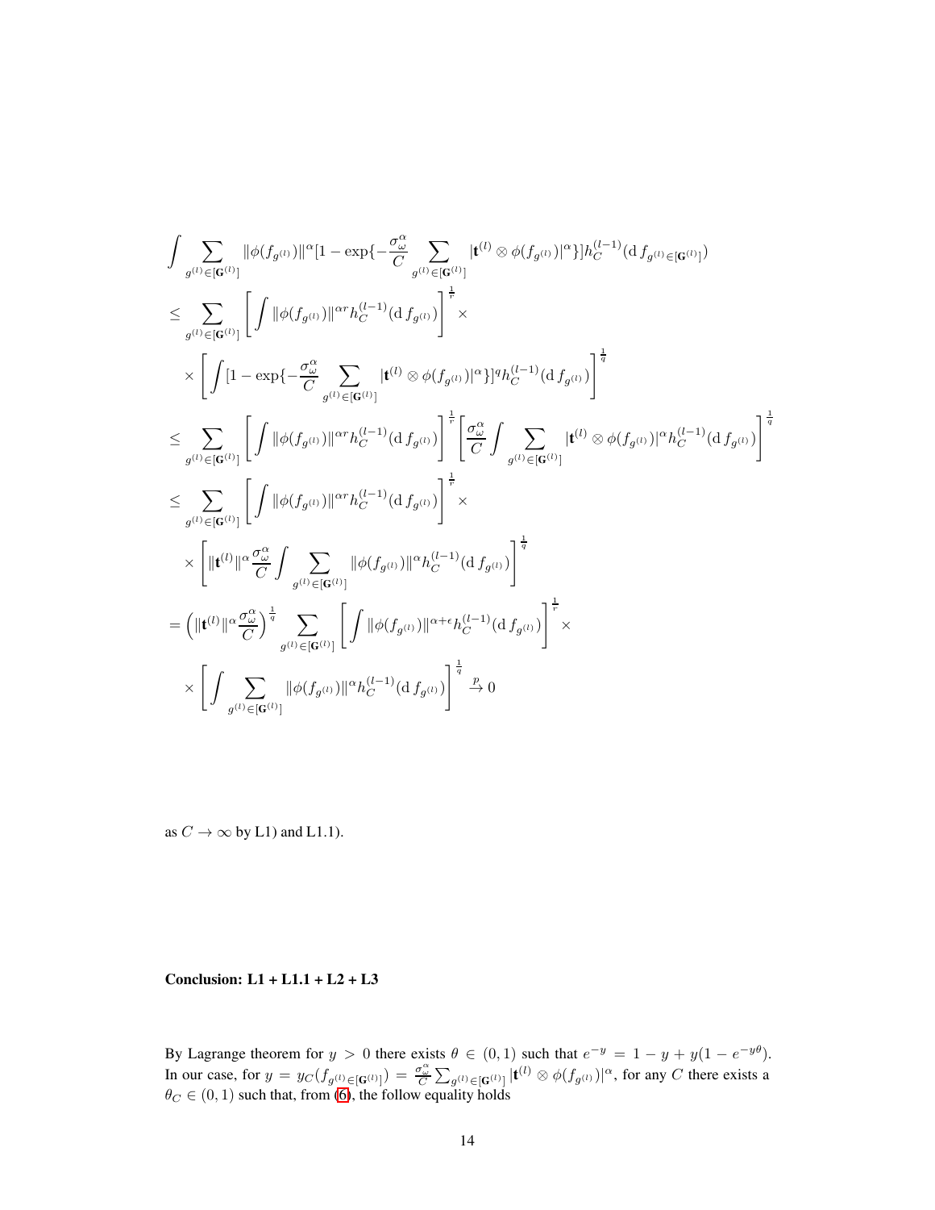$$
\begin{aligned}
&\int \sum_{g^{(l)}\in[\mathbf{G}^{(l)}]} \|\phi(f_{g^{(l)}})\|^{\alpha}[1-\exp\{-\frac{\sigma_\omega^\alpha}{C}\sum_{g^{(l)}\in[\mathbf{G}^{(l)}]}|\mathbf{t}^{(l)}\otimes\phi(f_{g^{(l)}})|^{\alpha}\}]h_C^{(l-1)}(\mathrm{d}\, f_{g^{(l)}\in[\mathbf{G}^{(l)}]})\\
&\leq \sum_{g^{(l)}\in[\mathbf{G}^{(l)}]}\left[\int \|\phi(f_{g^{(l)}})\|^{\alpha r}h_C^{(l-1)}(\mathrm{d}\, f_{g^{(l)}})\right]^{\frac{1}{r}}\times\\
&\quad\times\left[\int[1-\exp\{-\frac{\sigma_\omega^\alpha}{C}\sum_{g^{(l)}\in[\mathbf{G}^{(l)}]}|\mathbf{t}^{(l)}\otimes\phi(f_{g^{(l)}})|^{\alpha}\}]^{q}h_C^{(l-1)}(\mathrm{d}\, f_{g^{(l)}})\right]^{\frac{1}{q}}\\
&\leq \sum_{g^{(l)}\in[\mathbf{G}^{(l)}]}\left[\int \|\phi(f_{g^{(l)}})\|^{\alpha r}h_C^{(l-1)}(\mathrm{d}\, f_{g^{(l)}})\right]^{\frac{1}{r}}\left[\frac{\sigma_\omega^\alpha}{C}\int\sum_{g^{(l)}\in[\mathbf{G}^{(l)}]}|\mathbf{t}^{(l)}\otimes\phi(f_{g^{(l)}})|^{\alpha}h_C^{(l-1)}(\mathrm{d}\, f_{g^{(l)}})\right]^{\frac{1}{q}}\\
&\leq \sum_{g^{(l)}\in[\mathbf{G}^{(l)}]}\left[\int \|\phi(f_{g^{(l)}})\|^{\alpha r}h_C^{(l-1)}(\mathrm{d}\, f_{g^{(l)}})\right]^{\frac{1}{r}}\times\\
&\quad\times\left[\|\mathbf{t}^{(l)}\|^{\alpha}\frac{\sigma_\omega^\alpha}{C}\int\sum_{g^{(l)}\in[\mathbf{G}^{(l)}]}\|\phi(f_{g^{(l)}})\|^{\alpha}h_C^{(l-1)}(\mathrm{d}\, f_{g^{(l)}})\right]^{\frac{1}{q}}\\
&=\left(\|\mathbf{t}^{(l)}\|^{\alpha}\frac{\sigma_\omega^\alpha}{C}\right)^{\frac{1}{q}}\sum_{g^{(l)}\in[\mathbf{G}^{(l)}]}\left[\int \|\phi(f_{g^{(l)}})\|^{\alpha+\epsilon}h_C^{(l-1)}(\mathrm{d}\, f_{g^{(l)}})\right]^{\frac{1}{r}}\times\\
&\quad\times\left[\int\sum_{g^{(l)}\in[\mathbf{G}^{(l)}]}\|\phi(f_{g^{(l)}})\|^{\alpha}h_C^{(l-1)}(\mathrm{d}\, f_{g^{(l)}})\right]^{\frac{1}{q}}\xrightarrow{p}0
\end{aligned}
$$

as $C\to\infty$ by L1) and L1.1).

**Conclusion: L1 + L1.1 + L2 + L3**

By Lagrange theorem for $y>0$ there exists $\theta\in(0,1)$ such that $e^{-y}=1-y+y(1-e^{-y\theta})$. In our case, for $y=y_C(f_{g^{(l)}\in[\mathbf{G}^{(l)}]})=\frac{\sigma_\omega^\alpha}{C}\sum_{g^{(l)}\in[\mathbf{G}^{(l)}]}|\mathbf{t}^{(l)}\otimes\phi(f_{g^{(l)}})|^{\alpha}$, for any $C$ there exists a $\theta_C\in(0,1)$ such that, from (6), the follow equality holds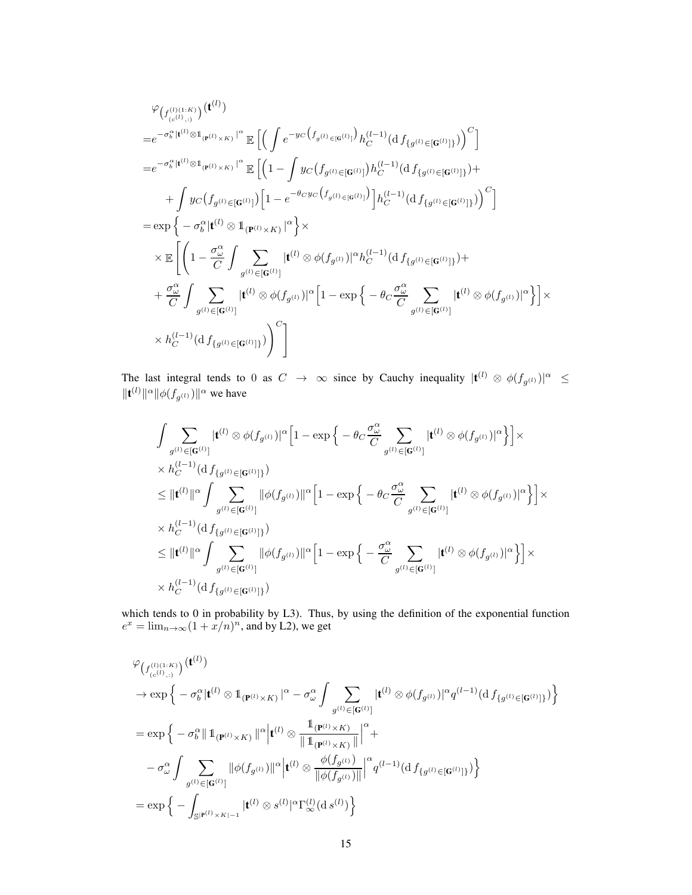$$
\begin{aligned}
&\varphi_{\left(f^{(l)(1:K)}_{(c^{(l)},:)}\right)}(\mathbf{t}^{(l)})\\
=&e^{-\sigma_b^\alpha|\mathbf{t}^{(l)}\otimes \mathbb{1}_{(\mathbf{P}^{(l)}\times K)}|^\alpha}\,\mathbb{E}\Big[\Big(\int e^{-y_C\left(f_{g^{(l)}\in[\mathbf{G}^{(l)}]}\right)}h_C^{(l-1)}(\mathrm{d}\,f_{\{g^{(l)}\in[\mathbf{G}^{(l)}]\}})\Big)^C\Big]\\
=&e^{-\sigma_b^\alpha|\mathbf{t}^{(l)}\otimes \mathbb{1}_{(\mathbf{P}^{(l)}\times K)}|^\alpha}\,\mathbb{E}\Big[\Big(1-\int y_C\big(f_{g^{(l)}\in[\mathbf{G}^{(l)}]}\big)h_C^{(l-1)}(\mathrm{d}\,f_{\{g^{(l)}\in[\mathbf{G}^{(l)}]\}})+\\
&+\int y_C\big(f_{g^{(l)}\in[\mathbf{G}^{(l)}]}\big)\Big[1-e^{-\theta_C y_C\left(f_{g^{(l)}\in[\mathbf{G}^{(l)}]}\right)}\Big]h_C^{(l-1)}(\mathrm{d}\,f_{\{g^{(l)}\in[\mathbf{G}^{(l)}]\}})\Big)^C\Big]\\
=&\exp\Big\{-\sigma_b^\alpha|\mathbf{t}^{(l)}\otimes \mathbb{1}_{(\mathbf{P}^{(l)}\times K)}|^\alpha\Big\}\times\\
&\times\mathbb{E}\Bigg[\Bigg(1-\frac{\sigma_\omega^\alpha}{C}\int\sum_{g^{(l)}\in[\mathbf{G}^{(l)}]}|\mathbf{t}^{(l)}\otimes\phi(f_{g^{(l)}})|^\alpha h_C^{(l-1)}(\mathrm{d}\,f_{\{g^{(l)}\in[\mathbf{G}^{(l)}]\}})+\\
&+\frac{\sigma_\omega^\alpha}{C}\int\sum_{g^{(l)}\in[\mathbf{G}^{(l)}]}|\mathbf{t}^{(l)}\otimes\phi(f_{g^{(l)}})|^\alpha\Big[1-\exp\Big\{-\theta_C\frac{\sigma_\omega^\alpha}{C}\sum_{g^{(l)}\in[\mathbf{G}^{(l)}]}|\mathbf{t}^{(l)}\otimes\phi(f_{g^{(l)}})|^\alpha\Big\}\Big]\times\\
&\times h_C^{(l-1)}(\mathrm{d}\,f_{\{g^{(l)}\in[\mathbf{G}^{(l)}]\}})\Bigg)^C\Bigg]
\end{aligned}
$$

The last integral tends to 0 as $C\to\infty$ since by Cauchy inequality $|\mathbf{t}^{(l)}\otimes\phi(f_{g^{(l)}})|^\alpha\leq\|\mathbf{t}^{(l)}\|^\alpha\|\phi(f_{g^{(l)}})\|^\alpha$ we have

$$
\begin{aligned}
&\int\sum_{g^{(l)}\in[\mathbf{G}^{(l)}]}|\mathbf{t}^{(l)}\otimes\phi(f_{g^{(l)}})|^\alpha\Big[1-\exp\Big\{-\theta_C\frac{\sigma_\omega^\alpha}{C}\sum_{g^{(l)}\in[\mathbf{G}^{(l)}]}|\mathbf{t}^{(l)}\otimes\phi(f_{g^{(l)}})|^\alpha\Big\}\Big]\times\\
&\times h_C^{(l-1)}(\mathrm{d}\,f_{\{g^{(l)}\in[\mathbf{G}^{(l)}]\}})\\
&\leq\|\mathbf{t}^{(l)}\|^\alpha\int\sum_{g^{(l)}\in[\mathbf{G}^{(l)}]}\|\phi(f_{g^{(l)}})\|^\alpha\Big[1-\exp\Big\{-\theta_C\frac{\sigma_\omega^\alpha}{C}\sum_{g^{(l)}\in[\mathbf{G}^{(l)}]}|\mathbf{t}^{(l)}\otimes\phi(f_{g^{(l)}})|^\alpha\Big\}\Big]\times\\
&\times h_C^{(l-1)}(\mathrm{d}\,f_{\{g^{(l)}\in[\mathbf{G}^{(l)}]\}})\\
&\leq\|\mathbf{t}^{(l)}\|^\alpha\int\sum_{g^{(l)}\in[\mathbf{G}^{(l)}]}\|\phi(f_{g^{(l)}})\|^\alpha\Big[1-\exp\Big\{-\frac{\sigma_\omega^\alpha}{C}\sum_{g^{(l)}\in[\mathbf{G}^{(l)}]}|\mathbf{t}^{(l)}\otimes\phi(f_{g^{(l)}})|^\alpha\Big\}\Big]\times\\
&\times h_C^{(l-1)}(\mathrm{d}\,f_{\{g^{(l)}\in[\mathbf{G}^{(l)}]\}})
\end{aligned}
$$

which tends to 0 in probability by L3). Thus, by using the definition of the exponential function $e^x=\lim_{n\to\infty}(1+x/n)^n$, and by L2), we get

$$
\begin{aligned}
&\varphi_{\left(f^{(l)(1:K)}_{(c^{(l)},:)}\right)}(\mathbf{t}^{(l)})\\
&\to\exp\Big\{-\sigma_b^\alpha|\mathbf{t}^{(l)}\otimes\mathbb{1}_{(\mathbf{P}^{(l)}\times K)}|^\alpha-\sigma_\omega^\alpha\int\sum_{g^{(l)}\in[\mathbf{G}^{(l)}]}|\mathbf{t}^{(l)}\otimes\phi(f_{g^{(l)}})|^\alpha q^{(l-1)}(\mathrm{d}\,f_{\{g^{(l)}\in[\mathbf{G}^{(l)}]\}})\Big\}\\
&=\exp\Big\{-\sigma_b^\alpha\|\mathbb{1}_{(\mathbf{P}^{(l)}\times K)}\|^\alpha\Big|\mathbf{t}^{(l)}\otimes\frac{\mathbb{1}_{(\mathbf{P}^{(l)}\times K)}}{\|\mathbb{1}_{(\mathbf{P}^{(l)}\times K)}\|}\Big|^\alpha+\\
&-\sigma_\omega^\alpha\int\sum_{g^{(l)}\in[\mathbf{G}^{(l)}]}\|\phi(f_{g^{(l)}})\|^\alpha\Big|\mathbf{t}^{(l)}\otimes\frac{\phi(f_{g^{(l)}})}{\|\phi(f_{g^{(l)}})\|}\Big|^\alpha q^{(l-1)}(\mathrm{d}\,f_{\{g^{(l)}\in[\mathbf{G}^{(l)}]\}})\Big\}\\
&=\exp\Big\{-\int_{\mathbb{S}^{|\mathbf{P}^{(l)}\times K|-1}}|\mathbf{t}^{(l)}\otimes s^{(l)}|^\alpha\Gamma_\infty^{(l)}(\mathrm{d}\,s^{(l)})\Big\}
\end{aligned}
$$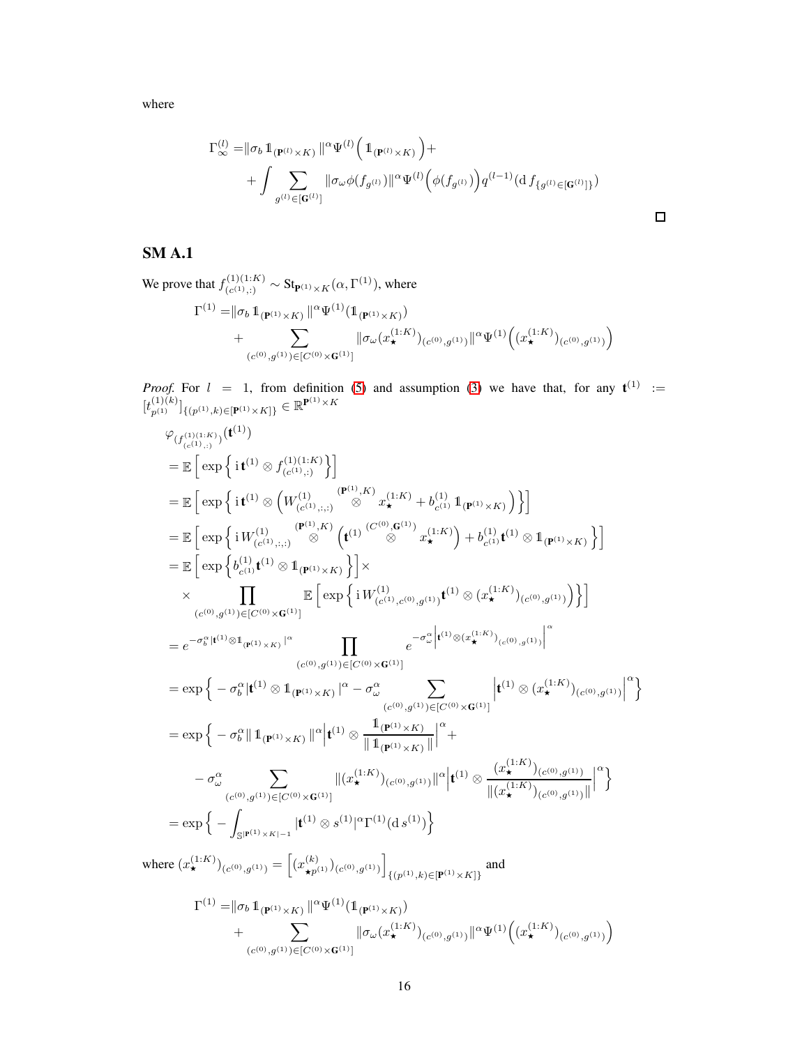where

$$
\begin{aligned}
\Gamma_{\infty}^{(l)} =& \|\sigma_b \mathbb{1}_{(\mathbf{P}^{(l)}\times K)}\|^{\alpha}\Psi^{(l)}\Big(\mathbb{1}_{(\mathbf{P}^{(l)}\times K)}\Big)+\\
&+\int \sum_{g^{(l)}\in[\mathbf{G}^{(l)}]} \|\sigma_\omega \phi(f_{g^{(l)}})\|^{\alpha}\Psi^{(l)}\Big(\phi(f_{g^{(l)}})\Big) q^{(l-1)}(\mathrm{d}\, f_{\{g^{(l)}\in[\mathbf{G}^{(l)}]\}})
\end{aligned}
$$

□

## SM A.1

We prove that $f^{(1)(1:K)}_{(c^{(1)},:)} \sim \mathrm{St}_{\mathbf{P}^{(1)}\times K}(\alpha, \Gamma^{(1)})$, where

$$
\begin{aligned}
\Gamma^{(1)} =& \|\sigma_b \mathbb{1}_{(\mathbf{P}^{(1)}\times K)}\|^{\alpha}\Psi^{(1)}(\mathbb{1}_{(\mathbf{P}^{(1)}\times K)})\\
&+\sum_{(c^{(0)},g^{(1)})\in[C^{(0)}\times\mathbf{G}^{(1)}]} \|\sigma_\omega (x_\star^{(1:K)})_{(c^{(0)},g^{(1)})}\|^{\alpha}\Psi^{(1)}\Big((x_\star^{(1:K)})_{(c^{(0)},g^{(1)})}\Big)
\end{aligned}
$$

*Proof.* For $l = 1$, from definition (5) and assumption (3) we have that, for any $\mathbf{t}^{(1)} := [t^{(1)(k)}_{p^{(1)}}]_{\{(p^{(1)},k)\in[\mathbf{P}^{(1)}\times K]\}} \in \mathbb{R}^{\mathbf{P}^{(1)}\times K}$

$$
\begin{aligned}
&\varphi_{(f^{(1)(1:K)}_{(c^{(1)},:)})}(\mathbf{t}^{(1)})\\
&=\mathbb{E}\Big[\exp\Big\{\mathrm{i}\,\mathbf{t}^{(1)}\otimes f^{(1)(1:K)}_{(c^{(1)},:)}\Big\}\Big]\\
&=\mathbb{E}\Big[\exp\Big\{\mathrm{i}\,\mathbf{t}^{(1)}\otimes\Big(W^{(1)}_{(c^{(1)},:,:)}\overset{(\mathbf{P}^{(1)},K)}{\otimes}x_\star^{(1:K)}+b^{(1)}_{c^{(1)}}\mathbb{1}_{(\mathbf{P}^{(1)}\times K)}\Big)\Big\}\Big]\\
&=\mathbb{E}\Big[\exp\Big\{\mathrm{i}\,W^{(1)}_{(c^{(1)},:,:)}\overset{(\mathbf{P}^{(1)},K)}{\otimes}\Big(\mathbf{t}^{(1)}\overset{(C^{(0)},\mathbf{G}^{(1)})}{\otimes}x_\star^{(1:K)}\Big)+b^{(1)}_{c^{(1)}}\mathbf{t}^{(1)}\otimes\mathbb{1}_{(\mathbf{P}^{(1)}\times K)}\Big\}\Big]\\
&=\mathbb{E}\Big[\exp\Big\{b^{(1)}_{c^{(1)}}\mathbf{t}^{(1)}\otimes\mathbb{1}_{(\mathbf{P}^{(1)}\times K)}\Big\}\Big]\times\\
&\quad\times\prod_{(c^{(0)},g^{(1)})\in[C^{(0)}\times\mathbf{G}^{(1)}]}\mathbb{E}\Big[\exp\Big\{\mathrm{i}\,W^{(1)}_{(c^{(1)},c^{(0)},g^{(1)})}\mathbf{t}^{(1)}\otimes(x_\star^{(1:K)})_{(c^{(0)},g^{(1)})}\Big)\Big\}\Big]\\
&=e^{-\sigma_b^{\alpha}|\mathbf{t}^{(1)}\otimes\mathbb{1}_{(\mathbf{P}^{(1)}\times K)}|^{\alpha}}\prod_{(c^{(0)},g^{(1)})\in[C^{(0)}\times\mathbf{G}^{(1)}]}e^{-\sigma_\omega^{\alpha}\left|\mathbf{t}^{(1)}\otimes(x_\star^{(1:K)})_{(c^{(0)},g^{(1)})}\right|^{\alpha}}\\
&=\exp\Big\{-\sigma_b^{\alpha}|\mathbf{t}^{(1)}\otimes\mathbb{1}_{(\mathbf{P}^{(1)}\times K)}|^{\alpha}-\sigma_\omega^{\alpha}\sum_{(c^{(0)},g^{(1)})\in[C^{(0)}\times\mathbf{G}^{(1)}]}\left|\mathbf{t}^{(1)}\otimes(x_\star^{(1:K)})_{(c^{(0)},g^{(1)})}\right|^{\alpha}\Big\}\\
&=\exp\Big\{-\sigma_b^{\alpha}\|\mathbb{1}_{(\mathbf{P}^{(1)}\times K)}\|^{\alpha}\left|\mathbf{t}^{(1)}\otimes\frac{\mathbb{1}_{(\mathbf{P}^{(1)}\times K)}}{\|\mathbb{1}_{(\mathbf{P}^{(1)}\times K)}\|}\right|^{\alpha}+\\
&\quad-\sigma_\omega^{\alpha}\sum_{(c^{(0)},g^{(1)})\in[C^{(0)}\times\mathbf{G}^{(1)}]}\|(x_\star^{(1:K)})_{(c^{(0)},g^{(1)})}\|^{\alpha}\left|\mathbf{t}^{(1)}\otimes\frac{(x_\star^{(1:K)})_{(c^{(0)},g^{(1)})}}{\|(x_\star^{(1:K)})_{(c^{(0)},g^{(1)})}\|}\right|^{\alpha}\Big\}\\
&=\exp\Big\{-\int_{\mathbb{S}^{|\mathbf{P}^{(1)}\times K|-1}}|\mathbf{t}^{(1)}\otimes s^{(1)}|^{\alpha}\Gamma^{(1)}(\mathrm{d}\,s^{(1)})\Big\}
\end{aligned}
$$

where $(x_\star^{(1:K)})_{(c^{(0)},g^{(1)})} = \Big[(x^{(k)}_{\star p^{(1)}})_{(c^{(0)},g^{(1)})}\Big]_{\{(p^{(1)},k)\in[\mathbf{P}^{(1)}\times K]\}}$ and

$$
\begin{aligned}
\Gamma^{(1)} =& \|\sigma_b \mathbb{1}_{(\mathbf{P}^{(1)}\times K)}\|^{\alpha}\Psi^{(1)}(\mathbb{1}_{(\mathbf{P}^{(1)}\times K)})\\
&+\sum_{(c^{(0)},g^{(1)})\in[C^{(0)}\times\mathbf{G}^{(1)}]} \|\sigma_\omega (x_\star^{(1:K)})_{(c^{(0)},g^{(1)})}\|^{\alpha}\Psi^{(1)}\Big((x_\star^{(1:K)})_{(c^{(0)},g^{(1)})}\Big)
\end{aligned}
$$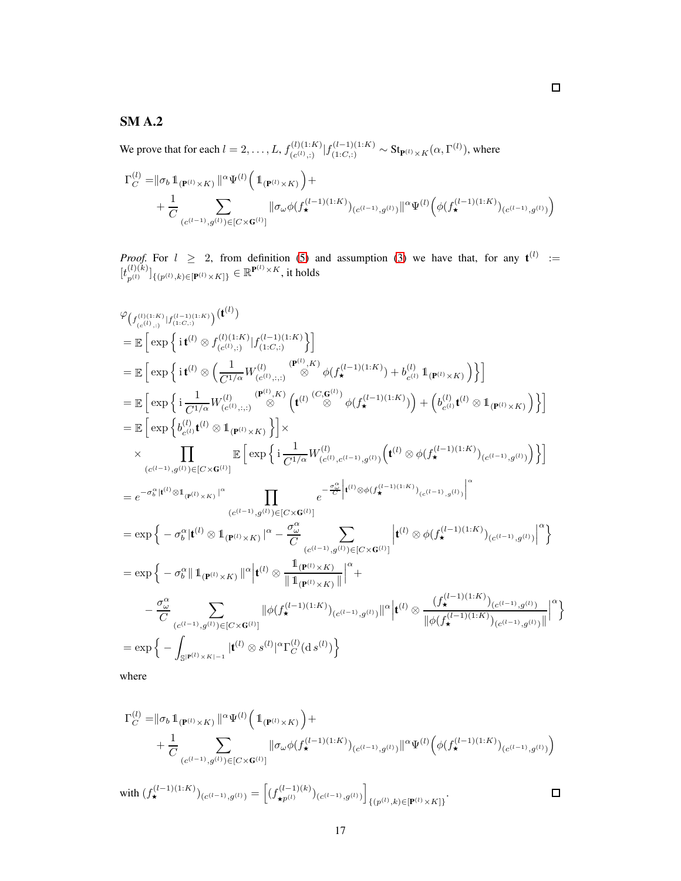□

## SM A.2

We prove that for each $l = 2, \dots, L$, $f^{(l)(1:K)}_{(c^{(l)},:)} | f^{(l-1)(1:K)}_{(1:C,:)} \sim \mathrm{St}_{\mathbf{P}^{(l)}\times K}(\alpha, \Gamma^{(l)})$, where

$$
\begin{aligned}
\Gamma^{(l)}_C =& \|\sigma_b \mathbb{1}_{(\mathbf{P}^{(l)}\times K)}\|^{\alpha} \Psi^{(l)}\Big(\mathbb{1}_{(\mathbf{P}^{(l)}\times K)}\Big) + \\
&+ \frac{1}{C} \sum_{(c^{(l-1)},g^{(l)})\in[C\times\mathbf{G}^{(l)}]} \|\sigma_\omega \phi(f^{(l-1)(1:K)}_{\star})_{(c^{(l-1)},g^{(l)})}\|^{\alpha} \Psi^{(l)}\Big(\phi(f^{(l-1)(1:K)}_{\star})_{(c^{(l-1)},g^{(l)})}\Big)
\end{aligned}
$$

*Proof.* For $l \geq 2$, from definition (5) and assumption (3) we have that, for any $\mathbf{t}^{(l)} := [t^{(l)(k)}_{p^{(l)}}]_{\{(p^{(l)},k)\in[\mathbf{P}^{(l)}\times K]\}} \in \mathbb{R}^{\mathbf{P}^{(l)}\times K}$, it holds

$$
\begin{aligned}
&\varphi_{\left(f^{(l)(1:K)}_{(c^{(l)},:)} | f^{(l-1)(1:K)}_{(1:C,:)}\right)}(\mathbf{t}^{(l)}) \\
&= \mathbb{E}\Big[\exp\Big\{\,\mathrm{i}\,\mathbf{t}^{(l)} \otimes f^{(l)(1:K)}_{(c^{(l)},:)} | f^{(l-1)(1:K)}_{(1:C,:)}\Big\}\Big] \\
&= \mathbb{E}\Big[\exp\Big\{\,\mathrm{i}\,\mathbf{t}^{(l)} \otimes \Big(\frac{1}{C^{1/\alpha}} W^{(l)}_{(c^{(l)},:,:)} \overset{(\mathbf{P}^{(l)},K)}{\otimes} \phi(f^{(l-1)(1:K)}_{\star}) + b^{(l)}_{c^{(l)}} \mathbb{1}_{(\mathbf{P}^{(l)}\times K)}\Big)\Big\}\Big] \\
&= \mathbb{E}\Big[\exp\Big\{\,\mathrm{i}\,\frac{1}{C^{1/\alpha}} W^{(l)}_{(c^{(l)},:,:)} \overset{(\mathbf{P}^{(l)},K)}{\otimes} \Big(\mathbf{t}^{(l)} \overset{(C,\mathbf{G}^{(l)})}{\otimes} \phi(f^{(l-1)(1:K)}_{\star})\Big) + \Big(b^{(l)}_{c^{(l)}} \mathbf{t}^{(l)} \otimes \mathbb{1}_{(\mathbf{P}^{(l)}\times K)}\Big)\Big\}\Big] \\
&= \mathbb{E}\Big[\exp\Big\{b^{(l)}_{c^{(l)}} \mathbf{t}^{(l)} \otimes \mathbb{1}_{(\mathbf{P}^{(l)}\times K)}\Big\}\Big] \times \\
&\quad\times \prod_{(c^{(l-1)},g^{(l)})\in[C\times\mathbf{G}^{(l)}]} \mathbb{E}\Big[\exp\Big\{\,\mathrm{i}\,\frac{1}{C^{1/\alpha}} W^{(l)}_{(c^{(l)},c^{(l-1)},g^{(l)})}\Big(\mathbf{t}^{(l)} \otimes \phi(f^{(l-1)(1:K)}_{\star})_{(c^{(l-1)},g^{(l)})}\Big)\Big\}\Big] \\
&= e^{-\sigma_b^{\alpha}|\mathbf{t}^{(l)}\otimes\mathbb{1}_{(\mathbf{P}^{(l)}\times K)}|^{\alpha}} \prod_{(c^{(l-1)},g^{(l)})\in[C\times\mathbf{G}^{(l)}]} e^{-\frac{\sigma_\omega^{\alpha}}{C}\left|\mathbf{t}^{(l)}\otimes\phi(f^{(l-1)(1:K)}_{\star})_{(c^{(l-1)},g^{(l)})}\right|^{\alpha}} \\
&= \exp\Big\{-\sigma_b^{\alpha}|\mathbf{t}^{(l)}\otimes\mathbb{1}_{(\mathbf{P}^{(l)}\times K)}|^{\alpha} - \frac{\sigma_\omega^{\alpha}}{C}\sum_{(c^{(l-1)},g^{(l)})\in[C\times\mathbf{G}^{(l)}]}\Big|\mathbf{t}^{(l)}\otimes\phi(f^{(l-1)(1:K)}_{\star})_{(c^{(l-1)},g^{(l)})}\Big|^{\alpha}\Big\} \\
&= \exp\Big\{-\sigma_b^{\alpha}\|\mathbb{1}_{(\mathbf{P}^{(l)}\times K)}\|^{\alpha}\Big|\mathbf{t}^{(l)}\otimes\frac{\mathbb{1}_{(\mathbf{P}^{(l)}\times K)}}{\|\mathbb{1}_{(\mathbf{P}^{(l)}\times K)}\|}\Big|^{\alpha} + \\
&\quad-\frac{\sigma_\omega^{\alpha}}{C}\sum_{(c^{(l-1)},g^{(l)})\in[C\times\mathbf{G}^{(l)}]}\|\phi(f^{(l-1)(1:K)}_{\star})_{(c^{(l-1)},g^{(l)})}\|^{\alpha}\Big|\mathbf{t}^{(l)}\otimes\frac{(f^{(l-1)(1:K)}_{\star})_{(c^{(l-1)},g^{(l)})}}{\|\phi(f^{(l-1)(1:K)}_{\star})_{(c^{(l-1)},g^{(l)})}\|}\Big|^{\alpha}\Big\} \\
&= \exp\Big\{-\int_{\mathbb{S}^{|\mathbf{P}^{(l)}\times K|-1}}|\mathbf{t}^{(l)}\otimes s^{(l)}|^{\alpha}\Gamma^{(l)}_C(\mathrm{d}\,s^{(l)})\Big\}
\end{aligned}
$$

where

$$
\begin{aligned}
\Gamma^{(l)}_C =& \|\sigma_b \mathbb{1}_{(\mathbf{P}^{(l)}\times K)}\|^{\alpha} \Psi^{(l)}\Big(\mathbb{1}_{(\mathbf{P}^{(l)}\times K)}\Big) + \\
&+ \frac{1}{C} \sum_{(c^{(l-1)},g^{(l)})\in[C\times\mathbf{G}^{(l)}]} \|\sigma_\omega \phi(f^{(l-1)(1:K)}_{\star})_{(c^{(l-1)},g^{(l)})}\|^{\alpha} \Psi^{(l)}\Big(\phi(f^{(l-1)(1:K)}_{\star})_{(c^{(l-1)},g^{(l)})}\Big)
\end{aligned}
$$

with $(f^{(l-1)(1:K)}_{\star})_{(c^{(l-1)},g^{(l)})} = \Big[(f^{(l-1)(k)}_{\star p^{(l)}})_{(c^{(l-1)},g^{(l)})}\Big]_{\{(p^{(l)},k)\in[\mathbf{P}^{(l)}\times K]\}}$. □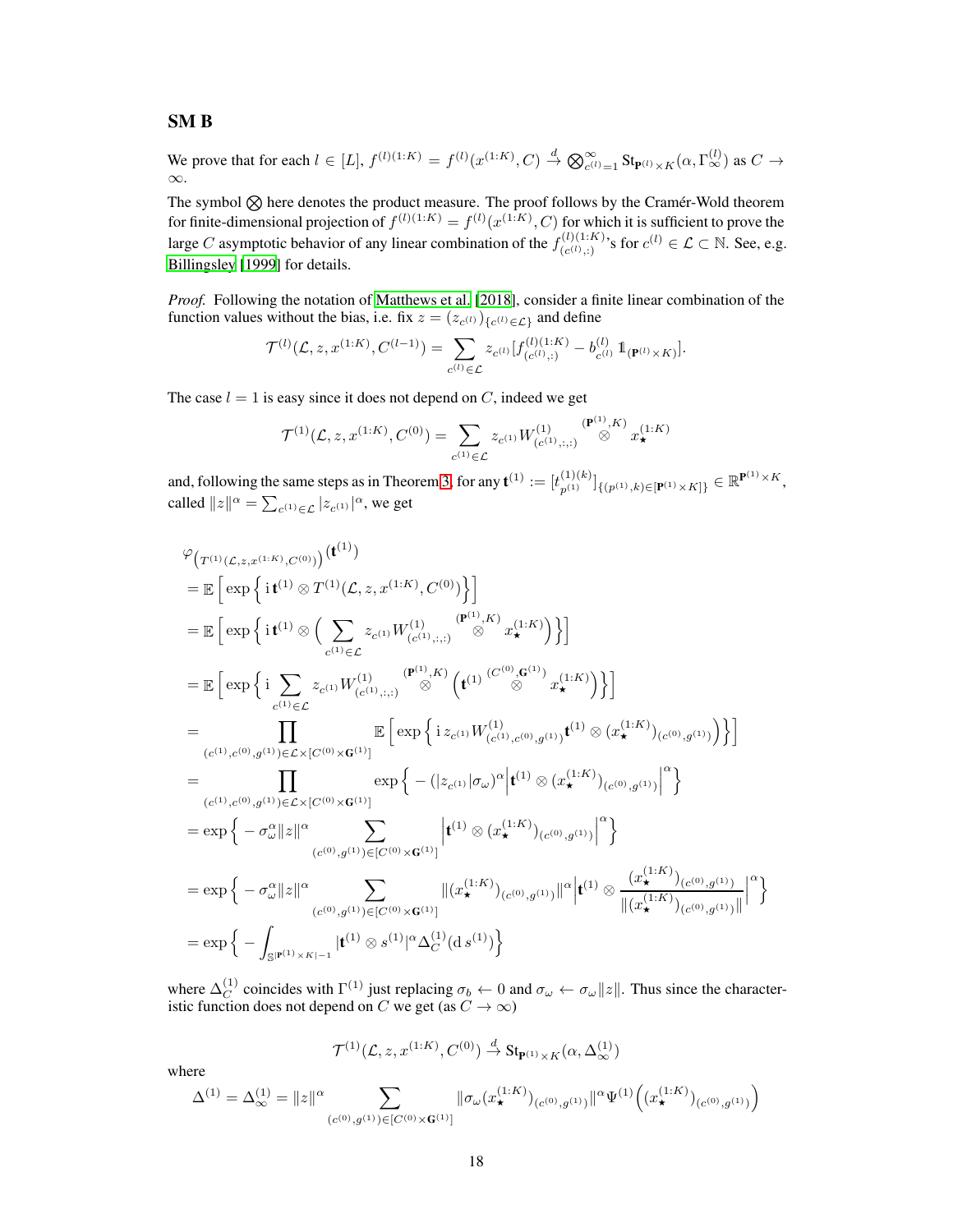## SM B

We prove that for each $l \in [L]$, $f^{(l)(1:K)} = f^{(l)}(x^{(1:K)}, C) \xrightarrow{d} \bigotimes_{c^{(l)}=1}^{\infty} \mathrm{St}_{\mathbf{P}^{(l)} \times K}(\alpha, \Gamma_{\infty}^{(l)})$ as $C \to \infty$.

The symbol $\bigotimes$ here denotes the product measure. The proof follows by the Cramér-Wold theorem for finite-dimensional projection of $f^{(l)(1:K)} = f^{(l)}(x^{(1:K)}, C)$ for which it is sufficient to prove the large $C$ asymptotic behavior of any linear combination of the $f^{(l)(1:K)}_{(c^{(l)},:)}$'s for $c^{(l)} \in \mathcal{L} \subset \mathbb{N}$. See, e.g. Billingsley [1999] for details.

*Proof.* Following the notation of Matthews et al. [2018], consider a finite linear combination of the function values without the bias, i.e. fix $z = (z_{c^{(l)}})_{\{c^{(l)} \in \mathcal{L}\}}$ and define

$$\mathcal{T}^{(l)}(\mathcal{L}, z, x^{(1:K)}, C^{(l-1)}) = \sum_{c^{(l)} \in \mathcal{L}} z_{c^{(l)}} [f^{(l)(1:K)}_{(c^{(l)},:)} - b^{(l)}_{c^{(l)}} \mathbb{1}_{(\mathbf{P}^{(l)} \times K)}].$$

The case $l = 1$ is easy since it does not depend on $C$, indeed we get

$$\mathcal{T}^{(1)}(\mathcal{L}, z, x^{(1:K)}, C^{(0)}) = \sum_{c^{(1)} \in \mathcal{L}} z_{c^{(1)}} W^{(1)}_{(c^{(1)},:,:)} \overset{(\mathbf{P}^{(1)},K)}{\otimes} x_{\star}^{(1:K)}$$

and, following the same steps as in Theorem 3, for any $\mathbf{t}^{(1)} := [t^{(1)(k)}_{p^{(1)}}]_{\{(p^{(1)},k) \in [\mathbf{P}^{(1)} \times K]\}} \in \mathbb{R}^{\mathbf{P}^{(1)} \times K}$, called $\|z\|^{\alpha} = \sum_{c^{(1)} \in \mathcal{L}} |z_{c^{(1)}}|^{\alpha}$, we get

$$
\begin{aligned}
&\varphi_{\left(T^{(1)}(\mathcal{L}, z, x^{(1:K)}, C^{(0)})\right)}(\mathbf{t}^{(1)}) \\
&= \mathbb{E}\Big[\exp\Big\{\mathrm{i}\, \mathbf{t}^{(1)} \otimes T^{(1)}(\mathcal{L}, z, x^{(1:K)}, C^{(0)})\Big\}\Big] \\
&= \mathbb{E}\Big[\exp\Big\{\mathrm{i}\, \mathbf{t}^{(1)} \otimes \Big(\sum_{c^{(1)} \in \mathcal{L}} z_{c^{(1)}} W^{(1)}_{(c^{(1)},:,:)} \overset{(\mathbf{P}^{(1)},K)}{\otimes} x_{\star}^{(1:K)}\Big)\Big\}\Big] \\
&= \mathbb{E}\Big[\exp\Big\{\mathrm{i} \sum_{c^{(1)} \in \mathcal{L}} z_{c^{(1)}} W^{(1)}_{(c^{(1)},:,:)} \overset{(\mathbf{P}^{(1)},K)}{\otimes} \Big(\mathbf{t}^{(1)} \overset{(C^{(0)},\mathbf{G}^{(1)})}{\otimes} x_{\star}^{(1:K)}\Big)\Big\}\Big] \\
&= \prod_{(c^{(1)},c^{(0)},g^{(1)}) \in \mathcal{L} \times [C^{(0)} \times \mathbf{G}^{(1)}]} \mathbb{E}\Big[\exp\Big\{\mathrm{i}\, z_{c^{(1)}} W^{(1)}_{(c^{(1)},c^{(0)},g^{(1)})} \mathbf{t}^{(1)} \otimes (x_{\star}^{(1:K)})_{(c^{(0)},g^{(1)})}\Big)\Big\}\Big] \\
&= \prod_{(c^{(1)},c^{(0)},g^{(1)}) \in \mathcal{L} \times [C^{(0)} \times \mathbf{G}^{(1)}]} \exp\Big\{-(|z_{c^{(1)}}|\sigma_{\omega})^{\alpha} \Big|\mathbf{t}^{(1)} \otimes (x_{\star}^{(1:K)})_{(c^{(0)},g^{(1)})}\Big|^{\alpha}\Big\} \\
&= \exp\Big\{-\sigma_{\omega}^{\alpha} \|z\|^{\alpha} \sum_{(c^{(0)},g^{(1)}) \in [C^{(0)} \times \mathbf{G}^{(1)}]} \Big|\mathbf{t}^{(1)} \otimes (x_{\star}^{(1:K)})_{(c^{(0)},g^{(1)})}\Big|^{\alpha}\Big\} \\
&= \exp\Big\{-\sigma_{\omega}^{\alpha} \|z\|^{\alpha} \sum_{(c^{(0)},g^{(1)}) \in [C^{(0)} \times \mathbf{G}^{(1)}]} \|(x_{\star}^{(1:K)})_{(c^{(0)},g^{(1)})}\|^{\alpha} \Big|\mathbf{t}^{(1)} \otimes \frac{(x_{\star}^{(1:K)})_{(c^{(0)},g^{(1)})}}{\|(x_{\star}^{(1:K)})_{(c^{(0)},g^{(1)})}\|}\Big|^{\alpha}\Big\} \\
&= \exp\Big\{-\int_{\mathbb{S}^{|\mathbf{P}^{(1)} \times K|-1}} |\mathbf{t}^{(1)} \otimes s^{(1)}|^{\alpha} \Delta_C^{(1)}(\mathrm{d}\, s^{(1)})\Big\}
\end{aligned}
$$

where $\Delta_C^{(1)}$ coincides with $\Gamma^{(1)}$ just replacing $\sigma_b \leftarrow 0$ and $\sigma_{\omega} \leftarrow \sigma_{\omega}\|z\|$. Thus since the characteristic function does not depend on $C$ we get (as $C \to \infty$)

$$\mathcal{T}^{(1)}(\mathcal{L}, z, x^{(1:K)}, C^{(0)}) \xrightarrow{d} \mathrm{St}_{\mathbf{P}^{(1)} \times K}(\alpha, \Delta_{\infty}^{(1)})$$

where

$$\Delta^{(1)} = \Delta_{\infty}^{(1)} = \|z\|^{\alpha} \sum_{(c^{(0)},g^{(1)}) \in [C^{(0)} \times \mathbf{G}^{(1)}]} \|\sigma_{\omega}(x_{\star}^{(1:K)})_{(c^{(0)},g^{(1)})}\|^{\alpha} \Psi^{(1)}\Big((x_{\star}^{(1:K)})_{(c^{(0)},g^{(1)})}\Big)$$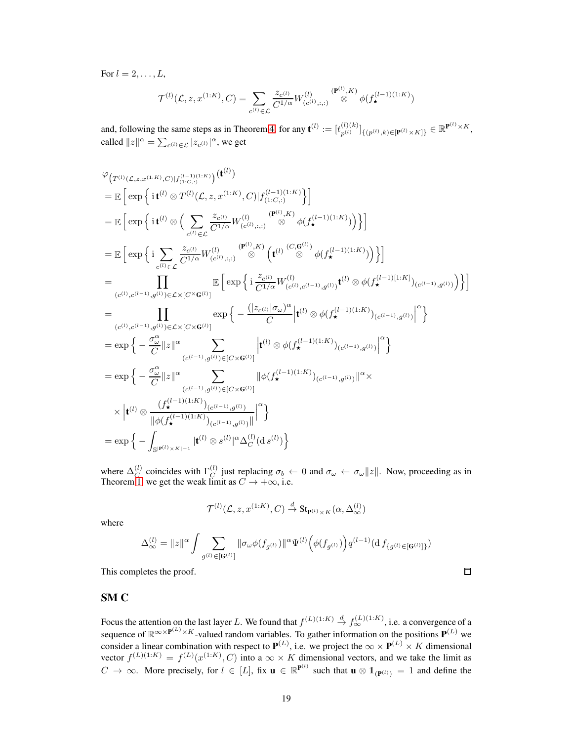For $l = 2, \dots, L$,

$$\mathcal{T}^{(l)}(\mathcal{L}, z, x^{(1:K)}, C) = \sum_{c^{(l)} \in \mathcal{L}} \frac{z_{c^{(l)}}}{C^{1/\alpha}} W^{(l)}_{(c^{(l)},:,:)} \overset{(\mathbf{P}^{(l)},K)}{\otimes} \phi(f_\star^{(l-1)(1:K)})$$

and, following the same steps as in Theorem 4, for any $\mathbf{t}^{(l)} := [t^{(l)(k)}_{p^{(l)}}]_{\{(p^{(l)},k) \in [\mathbf{P}^{(l)} \times K]\}} \in \mathbb{R}^{\mathbf{P}^{(l)} \times K}$, called $\|z\|^\alpha = \sum_{c^{(l)} \in \mathcal{L}} |z_{c^{(l)}}|^\alpha$, we get

$$\begin{aligned}
&\varphi_{\left(T^{(l)}(\mathcal{L},z,x^{(1:K)},C)|f^{(l-1)(1:K)}_{(1:C,:)}\right)}(\mathbf{t}^{(l)}) \\
&= \mathbb{E}\Big[\exp\Big\{ \mathrm{i}\, \mathbf{t}^{(l)} \otimes T^{(l)}(\mathcal{L}, z, x^{(1:K)}, C) | f^{(l-1)(1:K)}_{(1:C,:)} \Big\}\Big] \\
&= \mathbb{E}\Big[\exp\Big\{ \mathrm{i}\, \mathbf{t}^{(l)} \otimes \Big( \sum_{c^{(l)} \in \mathcal{L}} \frac{z_{c^{(l)}}}{C^{1/\alpha}} W^{(l)}_{(c^{(l)},:,:)} \overset{(\mathbf{P}^{(l)},K)}{\otimes} \phi(f_\star^{(l-1)(1:K)}) \Big) \Big\}\Big] \\
&= \mathbb{E}\Big[\exp\Big\{ \mathrm{i} \sum_{c^{(l)} \in \mathcal{L}} \frac{z_{c^{(l)}}}{C^{1/\alpha}} W^{(l)}_{(c^{(l)},:,:)} \overset{(\mathbf{P}^{(l)},K)}{\otimes} \Big( \mathbf{t}^{(l)} \overset{(C,\mathbf{G}^{(l)})}{\otimes} \phi(f_\star^{(l-1)(1:K)}) \Big) \Big\}\Big] \\
&= \prod_{(c^{(l)},c^{(l-1)},g^{(l)}) \in \mathcal{L} \times [C \times \mathbf{G}^{(l)}]} \mathbb{E}\Big[\exp\Big\{ \mathrm{i}\, \frac{z_{c^{(l)}}}{C^{1/\alpha}} W^{(l)}_{(c^{(l)},c^{(l-1)},g^{(l)})} \mathbf{t}^{(l)} \otimes \phi(f_\star^{(l-1)[1:K]})_{(c^{(l-1)},g^{(l)})} \Big) \Big\}\Big] \\
&= \prod_{(c^{(l)},c^{(l-1)},g^{(l)}) \in \mathcal{L} \times [C \times \mathbf{G}^{(l)}]} \exp\Big\{ -\frac{(|z_{c^{(l)}}|\sigma_\omega)^\alpha}{C} \Big| \mathbf{t}^{(l)} \otimes \phi(f_\star^{(l-1)(1:K)})_{(c^{(l-1)},g^{(l)})} \Big|^\alpha \Big\} \\
&= \exp\Big\{ -\frac{\sigma_\omega^\alpha}{C} \|z\|^\alpha \sum_{(c^{(l-1)},g^{(l)}) \in [C \times \mathbf{G}^{(l)}]} \Big| \mathbf{t}^{(l)} \otimes \phi(f_\star^{(l-1)(1:K)})_{(c^{(l-1)},g^{(l)})} \Big|^\alpha \Big\} \\
&= \exp\Big\{ -\frac{\sigma_\omega^\alpha}{C} \|z\|^\alpha \sum_{(c^{(l-1)},g^{(l)}) \in [C \times \mathbf{G}^{(l)}]} \|\phi(f_\star^{(l-1)(1:K)})_{(c^{(l-1)},g^{(l)})}\|^\alpha \times \\
&\quad \times \Big| \mathbf{t}^{(l)} \otimes \frac{(f_\star^{(l-1)(1:K)})_{(c^{(l-1)},g^{(l)})}}{\|\phi(f_\star^{(l-1)(1:K)})_{(c^{(l-1)},g^{(l)})}\|} \Big|^\alpha \Big\} \\
&= \exp\Big\{ -\int_{\mathbb{S}^{|\mathbf{P}^{(l)} \times K|-1}} |\mathbf{t}^{(l)} \otimes s^{(l)}|^\alpha \Delta^{(l)}_C(\mathrm{d}\, s^{(l)}) \Big\}
\end{aligned}$$

where $\Delta^{(l)}_C$ coincides with $\Gamma^{(l)}_C$ just replacing $\sigma_b \leftarrow 0$ and $\sigma_\omega \leftarrow \sigma_\omega \|z\|$. Now, proceeding as in Theorem 1, we get the weak limit as $C \to +\infty$, i.e.

$$\mathcal{T}^{(l)}(\mathcal{L}, z, x^{(1:K)}, C) \overset{d}{\to} \mathrm{St}_{\mathbf{P}^{(l)} \times K}(\alpha, \Delta^{(l)}_\infty)$$

where

$$\Delta^{(l)}_\infty = \|z\|^\alpha \int \sum_{g^{(l)} \in [\mathbf{G}^{(l)}]} \|\sigma_\omega \phi(f_{g^{(l)}})\|^\alpha \Psi^{(l)}\Big(\phi(f_{g^{(l)}})\Big) q^{(l-1)}(\mathrm{d}\, f_{\{g^{(l)} \in [\mathbf{G}^{(l)}]\}})$$

This completes the proof. □

## SM C

Focus the attention on the last layer $L$. We found that $f^{(L)(1:K)} \overset{d}{\to} f^{(L)(1:K)}_\infty$, i.e. convergence of a sequence of $\mathbb{R}^{\infty \times \mathbf{P}^{(L)} \times K}$-valued random variables. To gather information on the positions $\mathbf{P}^{(L)}$ we consider a linear combination with respect to $\mathbf{P}^{(L)}$, i.e. we project the $\infty \times \mathbf{P}^{(L)} \times K$ dimensional vector $f^{(L)(1:K)} = f^{(L)}(x^{(1:K)}, C)$ into a $\infty \times K$ dimensional vectors, and we take the limit as $C \to \infty$. More precisely, for $l \in [L]$, fix $\mathbf{u} \in \mathbb{R}^{\mathbf{P}^{(l)}}$ such that $\mathbf{u} \otimes \mathbb{1}_{(\mathbf{P}^{(l)})} = 1$ and define the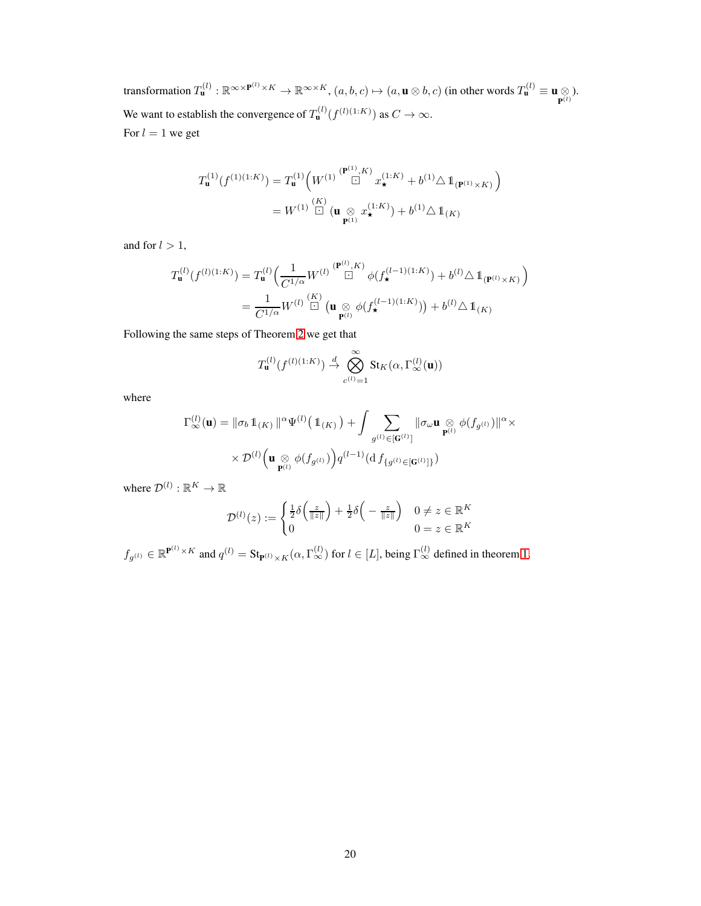transformation $T^{(l)}_{\mathbf{u}} : \mathbb{R}^{\infty \times \mathbf{P}^{(l)} \times K} \to \mathbb{R}^{\infty \times K}$, $(a, b, c) \mapsto (a, \mathbf{u} \otimes b, c)$ (in other words $T^{(l)}_{\mathbf{u}} \equiv \mathbf{u} \underset{\mathbf{P}^{(l)}}{\otimes}$).
We want to establish the convergence of $T^{(l)}_{\mathbf{u}}(f^{(l)(1:K)})$ as $C \to \infty$.
For $l = 1$ we get

$$
\begin{aligned}
T^{(1)}_{\mathbf{u}}(f^{(1)(1:K)}) &= T^{(1)}_{\mathbf{u}}\Big( W^{(1)} \overset{(\mathbf{P}^{(1)},K)}{\boxdot} x_{\star}^{(1:K)} + b^{(1)} \triangle \mathbb{1}_{(\mathbf{P}^{(1)} \times K)} \Big) \\
&= W^{(1)} \overset{(K)}{\boxdot} (\mathbf{u} \underset{\mathbf{P}^{(1)}}{\otimes} x_{\star}^{(1:K)}) + b^{(1)} \triangle \mathbb{1}_{(K)}
\end{aligned}
$$

and for $l > 1$,

$$
\begin{aligned}
T^{(l)}_{\mathbf{u}}(f^{(l)(1:K)}) &= T^{(l)}_{\mathbf{u}}\Big( \frac{1}{C^{1/\alpha}} W^{(l)} \overset{(\mathbf{P}^{(l)},K)}{\boxdot} \phi(f_{\star}^{(l-1)(1:K)}) + b^{(l)} \triangle \mathbb{1}_{(\mathbf{P}^{(l)} \times K)} \Big) \\
&= \frac{1}{C^{1/\alpha}} W^{(l)} \overset{(K)}{\boxdot} \big( \mathbf{u} \underset{\mathbf{P}^{(l)}}{\otimes} \phi(f_{\star}^{(l-1)(1:K)}) \big) + b^{(l)} \triangle \mathbb{1}_{(K)}
\end{aligned}
$$

Following the same steps of Theorem 2 we get that

$$
T^{(l)}_{\mathbf{u}}(f^{(l)(1:K)}) \xrightarrow{d} \bigotimes_{c^{(l)}=1}^{\infty} \mathrm{St}_K(\alpha, \Gamma^{(l)}_{\infty}(\mathbf{u}))
$$

where

$$
\begin{aligned}
\Gamma^{(l)}_{\infty}(\mathbf{u}) = \|\sigma_b \mathbb{1}_{(K)}\|^{\alpha} \Psi^{(l)}\big(\mathbb{1}_{(K)}\big) + \int \sum_{g^{(l)} \in [\mathbf{G}^{(l)}]} \|\sigma_{\omega} \mathbf{u} \underset{\mathbf{P}^{(l)}}{\otimes} \phi(f_{g^{(l)}})\|^{\alpha} \times \\
\times \mathcal{D}^{(l)}\Big(\mathbf{u} \underset{\mathbf{P}^{(l)}}{\otimes} \phi(f_{g^{(l)}})\Big) q^{(l-1)}(\mathrm{d}\, f_{\{g^{(l)} \in [\mathbf{G}^{(l)}]\}})
\end{aligned}
$$

where $\mathcal{D}^{(l)} : \mathbb{R}^K \to \mathbb{R}$

$$
\mathcal{D}^{(l)}(z) := \begin{cases} \frac{1}{2}\delta\Big(\frac{z}{\|z\|}\Big) + \frac{1}{2}\delta\Big(-\frac{z}{\|z\|}\Big) & 0 \neq z \in \mathbb{R}^K \\ 0 & 0 = z \in \mathbb{R}^K \end{cases}
$$

$f_{g^{(l)}} \in \mathbb{R}^{\mathbf{P}^{(l)} \times K}$ and $q^{(l)} = \mathrm{St}_{\mathbf{P}^{(l)} \times K}(\alpha, \Gamma^{(l)}_{\infty})$ for $l \in [L]$, being $\Gamma^{(l)}_{\infty}$ defined in theorem 1.